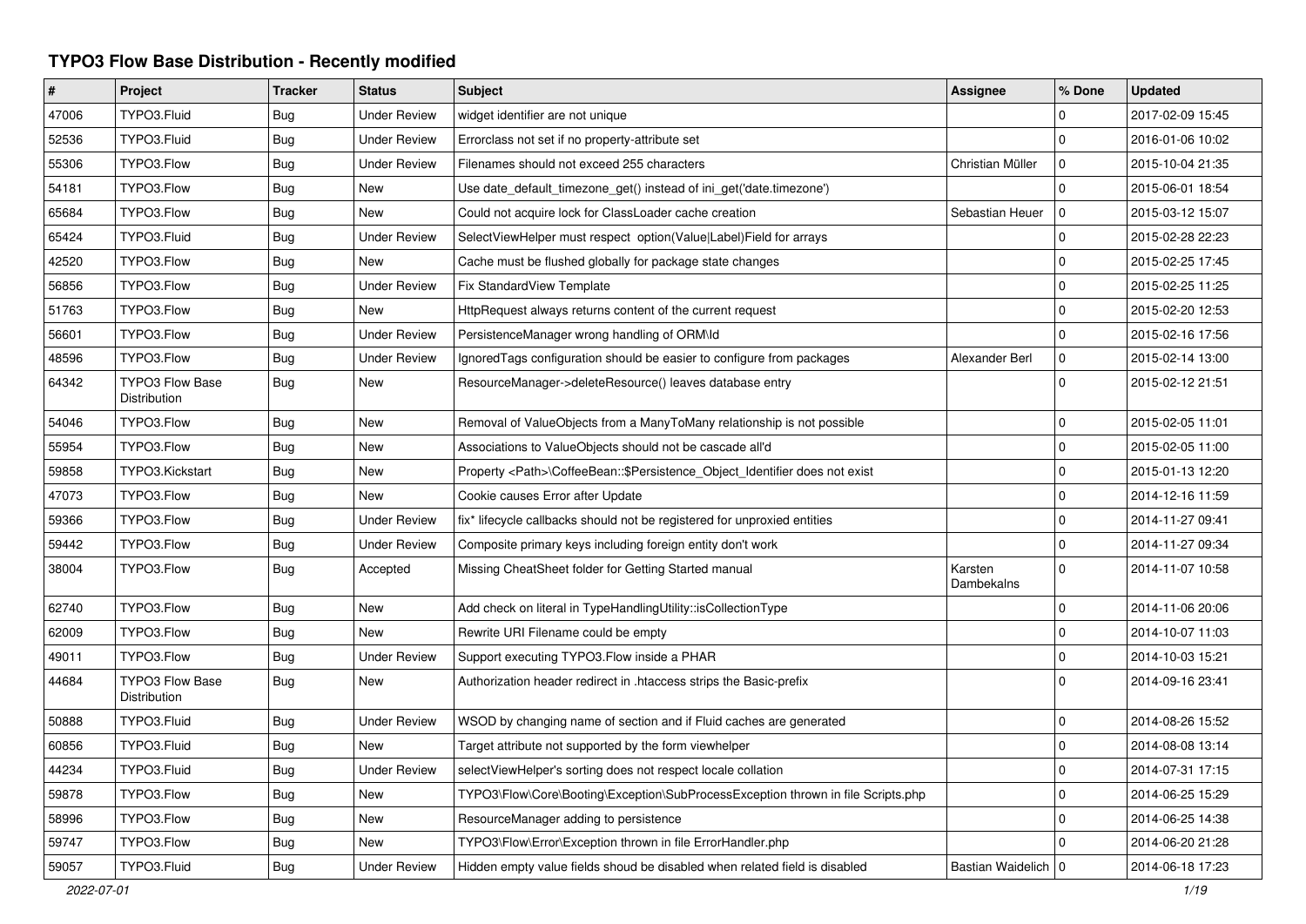# TYPO3 Flow Base Distribution - Recently modified

| # | Project | Tracker | Status | Subject | Assignee | % Done | Updated |
|---|---|---|---|---|---|---|---|
| 47006 | TYPO3.Fluid | Bug | Under Review | widget identifier are not unique | | 0 | 2017-02-09 15:45 |
| 52536 | TYPO3.Fluid | Bug | Under Review | Errorclass not set if no property-attribute set | | 0 | 2016-01-06 10:02 |
| 55306 | TYPO3.Flow | Bug | Under Review | Filenames should not exceed 255 characters | Christian Müller | 0 | 2015-10-04 21:35 |
| 54181 | TYPO3.Flow | Bug | New | Use date_default_timezone_get() instead of ini_get('date.timezone') | | 0 | 2015-06-01 18:54 |
| 65684 | TYPO3.Flow | Bug | New | Could not acquire lock for ClassLoader cache creation | Sebastian Heuer | 0 | 2015-03-12 15:07 |
| 65424 | TYPO3.Fluid | Bug | Under Review | SelectViewHelper must respect option(Value\|Label)Field for arrays | | 0 | 2015-02-28 22:23 |
| 42520 | TYPO3.Flow | Bug | New | Cache must be flushed globally for package state changes | | 0 | 2015-02-25 17:45 |
| 56856 | TYPO3.Flow | Bug | Under Review | Fix StandardView Template | | 0 | 2015-02-25 11:25 |
| 51763 | TYPO3.Flow | Bug | New | HttpRequest always returns content of the current request | | 0 | 2015-02-20 12:53 |
| 56601 | TYPO3.Flow | Bug | Under Review | PersistenceManager wrong handling of ORM\Id | | 0 | 2015-02-16 17:56 |
| 48596 | TYPO3.Flow | Bug | Under Review | IgnoredTags configuration should be easier to configure from packages | Alexander Berl | 0 | 2015-02-14 13:00 |
| 64342 | TYPO3 Flow Base Distribution | Bug | New | ResourceManager->deleteResource() leaves database entry | | 0 | 2015-02-12 21:51 |
| 54046 | TYPO3.Flow | Bug | New | Removal of ValueObjects from a ManyToMany relationship is not possible | | 0 | 2015-02-05 11:01 |
| 55954 | TYPO3.Flow | Bug | New | Associations to ValueObjects should not be cascade all'd | | 0 | 2015-02-05 11:00 |
| 59858 | TYPO3.Kickstart | Bug | New | Property <Path>\CoffeeBean::$Persistence_Object_Identifier does not exist | | 0 | 2015-01-13 12:20 |
| 47073 | TYPO3.Flow | Bug | New | Cookie causes Error after Update | | 0 | 2014-12-16 11:59 |
| 59366 | TYPO3.Flow | Bug | Under Review | fix* lifecycle callbacks should not be registered for unproxied entities | | 0 | 2014-11-27 09:41 |
| 59442 | TYPO3.Flow | Bug | Under Review | Composite primary keys including foreign entity don't work | | 0 | 2014-11-27 09:34 |
| 38004 | TYPO3.Flow | Bug | Accepted | Missing CheatSheet folder for Getting Started manual | Karsten Dambekalns | 0 | 2014-11-07 10:58 |
| 62740 | TYPO3.Flow | Bug | New | Add check on literal in TypeHandlingUtility::isCollectionType | | 0 | 2014-11-06 20:06 |
| 62009 | TYPO3.Flow | Bug | New | Rewrite URI Filename could be empty | | 0 | 2014-10-07 11:03 |
| 49011 | TYPO3.Flow | Bug | Under Review | Support executing TYPO3.Flow inside a PHAR | | 0 | 2014-10-03 15:21 |
| 44684 | TYPO3 Flow Base Distribution | Bug | New | Authorization header redirect in .htaccess strips the Basic-prefix | | 0 | 2014-09-16 23:41 |
| 50888 | TYPO3.Fluid | Bug | Under Review | WSOD by changing name of section and if Fluid caches are generated | | 0 | 2014-08-26 15:52 |
| 60856 | TYPO3.Fluid | Bug | New | Target attribute not supported by the form viewhelper | | 0 | 2014-08-08 13:14 |
| 44234 | TYPO3.Fluid | Bug | Under Review | selectViewHelper's sorting does not respect locale collation | | 0 | 2014-07-31 17:15 |
| 59878 | TYPO3.Flow | Bug | New | TYPO3\Flow\Core\Booting\Exception\SubProcessException thrown in file Scripts.php | | 0 | 2014-06-25 15:29 |
| 58996 | TYPO3.Flow | Bug | New | ResourceManager adding to persistence | | 0 | 2014-06-25 14:38 |
| 59747 | TYPO3.Flow | Bug | New | TYPO3\Flow\Error\Exception thrown in file ErrorHandler.php | | 0 | 2014-06-20 21:28 |
| 59057 | TYPO3.Fluid | Bug | Under Review | Hidden empty value fields shoud be disabled when related field is disabled | Bastian Waidelich | 0 | 2014-06-18 17:23 |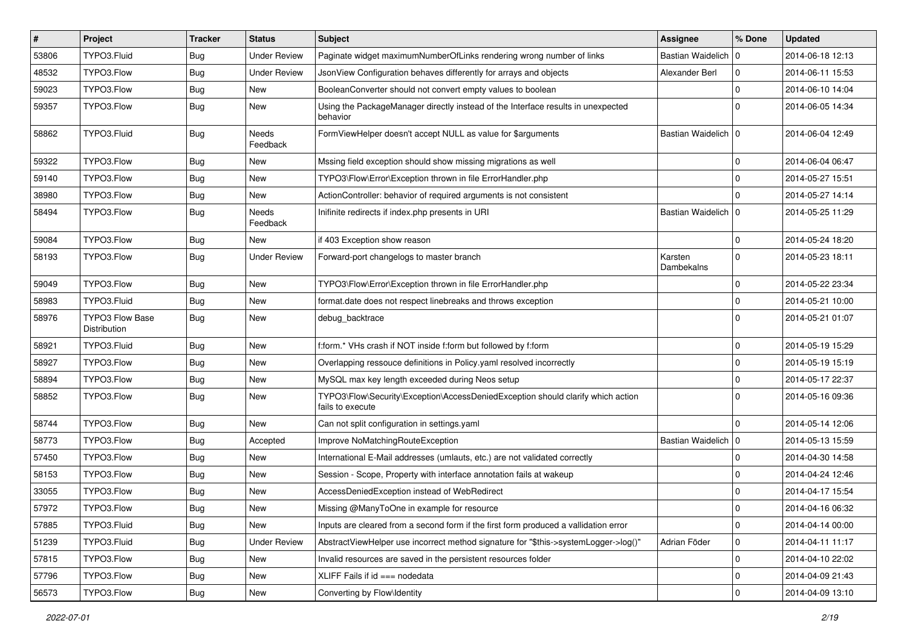| # | Project | Tracker | Status | Subject | Assignee | % Done | Updated |
| --- | --- | --- | --- | --- | --- | --- | --- |
| 53806 | TYPO3.Fluid | Bug | Under Review | Paginate widget maximumNumberOfLinks rendering wrong number of links | Bastian Waidelich | 0 | 2014-06-18 12:13 |
| 48532 | TYPO3.Flow | Bug | Under Review | JsonView Configuration behaves differently for arrays and objects | Alexander Berl | 0 | 2014-06-11 15:53 |
| 59023 | TYPO3.Flow | Bug | New | BooleanConverter should not convert empty values to boolean | | 0 | 2014-06-10 14:04 |
| 59357 | TYPO3.Flow | Bug | New | Using the PackageManager directly instead of the Interface results in unexpected behavior | | 0 | 2014-06-05 14:34 |
| 58862 | TYPO3.Fluid | Bug | Needs Feedback | FormViewHelper doesn't accept NULL as value for $arguments | Bastian Waidelich | 0 | 2014-06-04 12:49 |
| 59322 | TYPO3.Flow | Bug | New | Mssing field exception should show missing migrations as well | | 0 | 2014-06-04 06:47 |
| 59140 | TYPO3.Flow | Bug | New | TYPO3\Flow\Error\Exception thrown in file ErrorHandler.php | | 0 | 2014-05-27 15:51 |
| 38980 | TYPO3.Flow | Bug | New | ActionController: behavior of required arguments is not consistent | | 0 | 2014-05-27 14:14 |
| 58494 | TYPO3.Flow | Bug | Needs Feedback | Inifinite redirects if index.php presents in URI | Bastian Waidelich | 0 | 2014-05-25 11:29 |
| 59084 | TYPO3.Flow | Bug | New | if 403 Exception show reason | | 0 | 2014-05-24 18:20 |
| 58193 | TYPO3.Flow | Bug | Under Review | Forward-port changelogs to master branch | Karsten Dambekalns | 0 | 2014-05-23 18:11 |
| 59049 | TYPO3.Flow | Bug | New | TYPO3\Flow\Error\Exception thrown in file ErrorHandler.php | | 0 | 2014-05-22 23:34 |
| 58983 | TYPO3.Fluid | Bug | New | format.date does not respect linebreaks and throws exception | | 0 | 2014-05-21 10:00 |
| 58976 | TYPO3 Flow Base Distribution | Bug | New | debug_backtrace | | 0 | 2014-05-21 01:07 |
| 58921 | TYPO3.Fluid | Bug | New | f:form.* VHs crash if NOT inside f:form but followed by f:form | | 0 | 2014-05-19 15:29 |
| 58927 | TYPO3.Flow | Bug | New | Overlapping ressouce definitions in Policy.yaml resolved incorrectly | | 0 | 2014-05-19 15:19 |
| 58894 | TYPO3.Flow | Bug | New | MySQL max key length exceeded during Neos setup | | 0 | 2014-05-17 22:37 |
| 58852 | TYPO3.Flow | Bug | New | TYPO3\Flow\Security\Exception\AccessDeniedException should clarify which action fails to execute | | 0 | 2014-05-16 09:36 |
| 58744 | TYPO3.Flow | Bug | New | Can not split configuration in settings.yaml | | 0 | 2014-05-14 12:06 |
| 58773 | TYPO3.Flow | Bug | Accepted | Improve NoMatchingRouteException | Bastian Waidelich | 0 | 2014-05-13 15:59 |
| 57450 | TYPO3.Flow | Bug | New | International E-Mail addresses (umlauts, etc.) are not validated correctly | | 0 | 2014-04-30 14:58 |
| 58153 | TYPO3.Flow | Bug | New | Session - Scope, Property with interface annotation fails at wakeup | | 0 | 2014-04-24 12:46 |
| 33055 | TYPO3.Flow | Bug | New | AccessDeniedException instead of WebRedirect | | 0 | 2014-04-17 15:54 |
| 57972 | TYPO3.Flow | Bug | New | Missing @ManyToOne in example for resource | | 0 | 2014-04-16 06:32 |
| 57885 | TYPO3.Fluid | Bug | New | Inputs are cleared from a second form if the first form produced a vallidation error | | 0 | 2014-04-14 00:00 |
| 51239 | TYPO3.Fluid | Bug | Under Review | AbstractViewHelper use incorrect method signature for "$this->systemLogger->log()" | Adrian Föder | 0 | 2014-04-11 11:17 |
| 57815 | TYPO3.Flow | Bug | New | Invalid resources are saved in the persistent resources folder | | 0 | 2014-04-10 22:02 |
| 57796 | TYPO3.Flow | Bug | New | XLIFF Fails if id === nodedata | | 0 | 2014-04-09 21:43 |
| 56573 | TYPO3.Flow | Bug | New | Converting by Flow\Identity | | 0 | 2014-04-09 13:10 |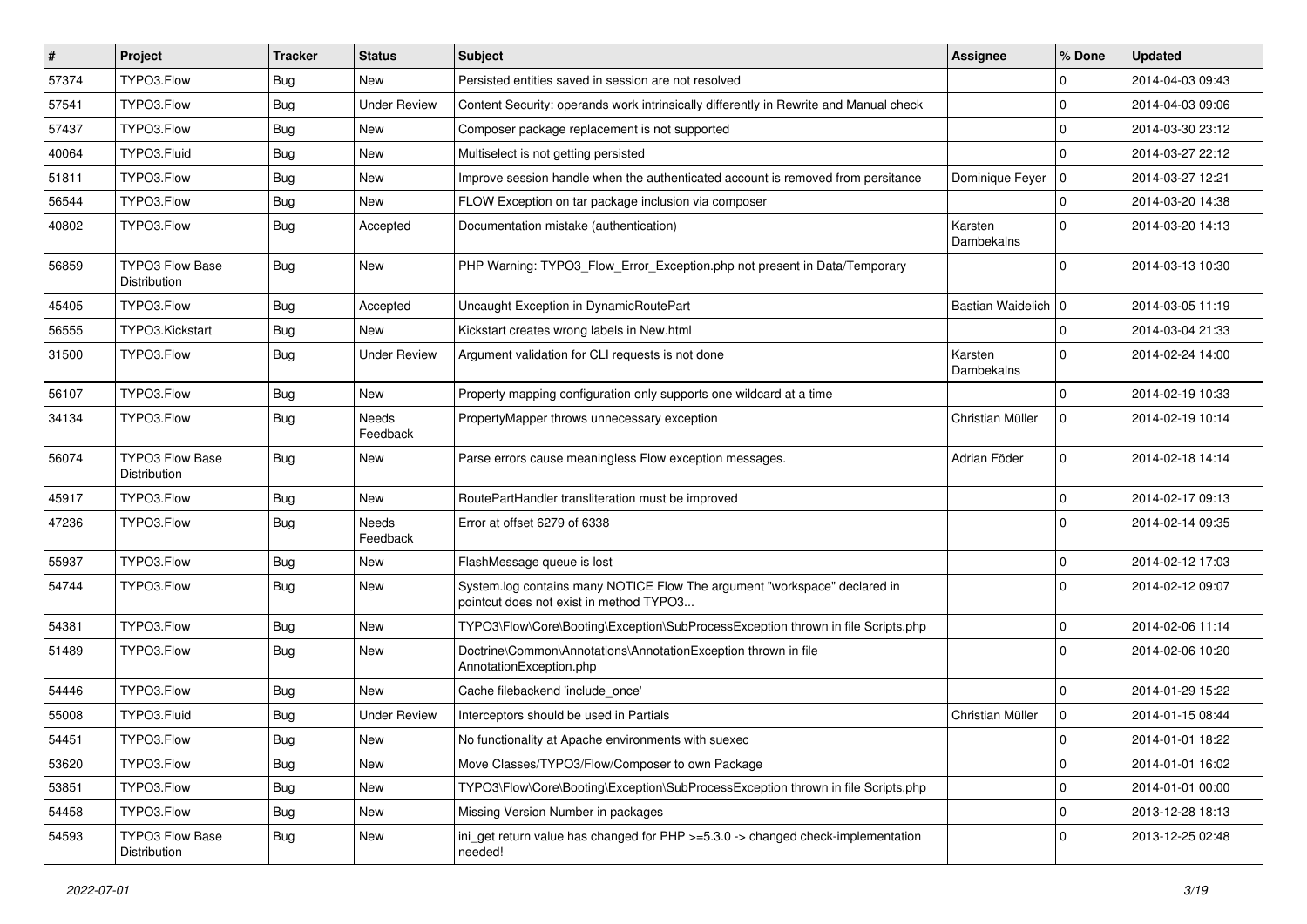| # | Project | Tracker | Status | Subject | Assignee | % Done | Updated |
|---|---|---|---|---|---|---|---|
| 57374 | TYPO3.Flow | Bug | New | Persisted entities saved in session are not resolved | | 0 | 2014-04-03 09:43 |
| 57541 | TYPO3.Flow | Bug | Under Review | Content Security: operands work intrinsically differently in Rewrite and Manual check | | 0 | 2014-04-03 09:06 |
| 57437 | TYPO3.Flow | Bug | New | Composer package replacement is not supported | | 0 | 2014-03-30 23:12 |
| 40064 | TYPO3.Fluid | Bug | New | Multiselect is not getting persisted | | 0 | 2014-03-27 22:12 |
| 51811 | TYPO3.Flow | Bug | New | Improve session handle when the authenticated account is removed from persitance | Dominique Feyer | 0 | 2014-03-27 12:21 |
| 56544 | TYPO3.Flow | Bug | New | FLOW Exception on tar package inclusion via composer | | 0 | 2014-03-20 14:38 |
| 40802 | TYPO3.Flow | Bug | Accepted | Documentation mistake (authentication) | Karsten Dambekalns | 0 | 2014-03-20 14:13 |
| 56859 | TYPO3 Flow Base Distribution | Bug | New | PHP Warning: TYPO3_Flow_Error_Exception.php not present in Data/Temporary | | 0 | 2014-03-13 10:30 |
| 45405 | TYPO3.Flow | Bug | Accepted | Uncaught Exception in DynamicRoutePart | Bastian Waidelich | 0 | 2014-03-05 11:19 |
| 56555 | TYPO3.Kickstart | Bug | New | Kickstart creates wrong labels in New.html | | 0 | 2014-03-04 21:33 |
| 31500 | TYPO3.Flow | Bug | Under Review | Argument validation for CLI requests is not done | Karsten Dambekalns | 0 | 2014-02-24 14:00 |
| 56107 | TYPO3.Flow | Bug | New | Property mapping configuration only supports one wildcard at a time | | 0 | 2014-02-19 10:33 |
| 34134 | TYPO3.Flow | Bug | Needs Feedback | PropertyMapper throws unnecessary exception | Christian Müller | 0 | 2014-02-19 10:14 |
| 56074 | TYPO3 Flow Base Distribution | Bug | New | Parse errors cause meaningless Flow exception messages. | Adrian Föder | 0 | 2014-02-18 14:14 |
| 45917 | TYPO3.Flow | Bug | New | RoutePartHandler transliteration must be improved | | 0 | 2014-02-17 09:13 |
| 47236 | TYPO3.Flow | Bug | Needs Feedback | Error at offset 6279 of 6338 | | 0 | 2014-02-14 09:35 |
| 55937 | TYPO3.Flow | Bug | New | FlashMessage queue is lost | | 0 | 2014-02-12 17:03 |
| 54744 | TYPO3.Flow | Bug | New | System.log contains many NOTICE Flow The argument "workspace" declared in pointcut does not exist in method TYPO3... | | 0 | 2014-02-12 09:07 |
| 54381 | TYPO3.Flow | Bug | New | TYPO3\Flow\Core\Booting\Exception\SubProcessException thrown in file Scripts.php | | 0 | 2014-02-06 11:14 |
| 51489 | TYPO3.Flow | Bug | New | Doctrine\Common\Annotations\AnnotationException thrown in file AnnotationException.php | | 0 | 2014-02-06 10:20 |
| 54446 | TYPO3.Flow | Bug | New | Cache filebackend 'include_once' | | 0 | 2014-01-29 15:22 |
| 55008 | TYPO3.Fluid | Bug | Under Review | Interceptors should be used in Partials | Christian Müller | 0 | 2014-01-15 08:44 |
| 54451 | TYPO3.Flow | Bug | New | No functionality at Apache environments with suexec | | 0 | 2014-01-01 18:22 |
| 53620 | TYPO3.Flow | Bug | New | Move Classes/TYPO3/Flow/Composer to own Package | | 0 | 2014-01-01 16:02 |
| 53851 | TYPO3.Flow | Bug | New | TYPO3\Flow\Core\Booting\Exception\SubProcessException thrown in file Scripts.php | | 0 | 2014-01-01 00:00 |
| 54458 | TYPO3.Flow | Bug | New | Missing Version Number in packages | | 0 | 2013-12-28 18:13 |
| 54593 | TYPO3 Flow Base Distribution | Bug | New | ini_get return value has changed for PHP >=5.3.0 -> changed check-implementation needed! | | 0 | 2013-12-25 02:48 |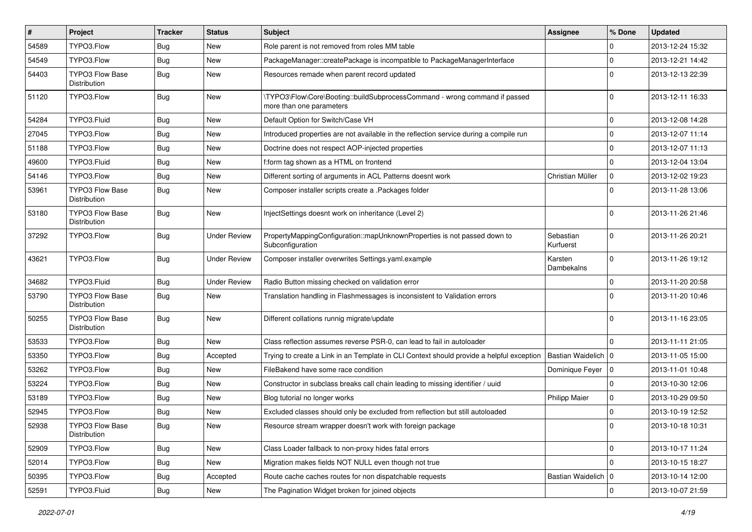| # | Project | Tracker | Status | Subject | Assignee | % Done | Updated |
|---|---|---|---|---|---|---|---|
| 54589 | TYPO3.Flow | Bug | New | Role parent is not removed from roles MM table | | 0 | 2013-12-24 15:32 |
| 54549 | TYPO3.Flow | Bug | New | PackageManager::createPackage is incompatible to PackageManagerInterface | | 0 | 2013-12-21 14:42 |
| 54403 | TYPO3 Flow Base Distribution | Bug | New | Resources remade when parent record updated | | 0 | 2013-12-13 22:39 |
| 51120 | TYPO3.Flow | Bug | New | \TYPO3\Flow\Core\Booting::buildSubprocessCommand - wrong command if passed more than one parameters | | 0 | 2013-12-11 16:33 |
| 54284 | TYPO3.Fluid | Bug | New | Default Option for Switch/Case VH | | 0 | 2013-12-08 14:28 |
| 27045 | TYPO3.Flow | Bug | New | Introduced properties are not available in the reflection service during a compile run | | 0 | 2013-12-07 11:14 |
| 51188 | TYPO3.Flow | Bug | New | Doctrine does not respect AOP-injected properties | | 0 | 2013-12-07 11:13 |
| 49600 | TYPO3.Fluid | Bug | New | f:form tag shown as a HTML on frontend | | 0 | 2013-12-04 13:04 |
| 54146 | TYPO3.Flow | Bug | New | Different sorting of arguments in ACL Patterns doesnt work | Christian Müller | 0 | 2013-12-02 19:23 |
| 53961 | TYPO3 Flow Base Distribution | Bug | New | Composer installer scripts create a .Packages folder | | 0 | 2013-11-28 13:06 |
| 53180 | TYPO3 Flow Base Distribution | Bug | New | InjectSettings doesnt work on inheritance (Level 2) | | 0 | 2013-11-26 21:46 |
| 37292 | TYPO3.Flow | Bug | Under Review | PropertyMappingConfiguration::mapUnknownProperties is not passed down to Subconfiguration | Sebastian Kurfuerst | 0 | 2013-11-26 20:21 |
| 43621 | TYPO3.Flow | Bug | Under Review | Composer installer overwrites Settings.yaml.example | Karsten Dambekalns | 0 | 2013-11-26 19:12 |
| 34682 | TYPO3.Fluid | Bug | Under Review | Radio Button missing checked on validation error | | 0 | 2013-11-20 20:58 |
| 53790 | TYPO3 Flow Base Distribution | Bug | New | Translation handling in Flashmessages is inconsistent to Validation errors | | 0 | 2013-11-20 10:46 |
| 50255 | TYPO3 Flow Base Distribution | Bug | New | Different collations runnig migrate/update | | 0 | 2013-11-16 23:05 |
| 53533 | TYPO3.Flow | Bug | New | Class reflection assumes reverse PSR-0, can lead to fail in autoloader | | 0 | 2013-11-11 21:05 |
| 53350 | TYPO3.Flow | Bug | Accepted | Trying to create a Link in an Template in CLI Context should provide a helpful exception | Bastian Waidelich | 0 | 2013-11-05 15:00 |
| 53262 | TYPO3.Flow | Bug | New | FileBakend have some race condition | Dominique Feyer | 0 | 2013-11-01 10:48 |
| 53224 | TYPO3.Flow | Bug | New | Constructor in subclass breaks call chain leading to missing identifier / uuid | | 0 | 2013-10-30 12:06 |
| 53189 | TYPO3.Flow | Bug | New | Blog tutorial no longer works | Philipp Maier | 0 | 2013-10-29 09:50 |
| 52945 | TYPO3.Flow | Bug | New | Excluded classes should only be excluded from reflection but still autoloaded | | 0 | 2013-10-19 12:52 |
| 52938 | TYPO3 Flow Base Distribution | Bug | New | Resource stream wrapper doesn't work with foreign package | | 0 | 2013-10-18 10:31 |
| 52909 | TYPO3.Flow | Bug | New | Class Loader fallback to non-proxy hides fatal errors | | 0 | 2013-10-17 11:24 |
| 52014 | TYPO3.Flow | Bug | New | Migration makes fields NOT NULL even though not true | | 0 | 2013-10-15 18:27 |
| 50395 | TYPO3.Flow | Bug | Accepted | Route cache caches routes for non dispatchable requests | Bastian Waidelich | 0 | 2013-10-14 12:00 |
| 52591 | TYPO3.Fluid | Bug | New | The Pagination Widget broken for joined objects | | 0 | 2013-10-07 21:59 |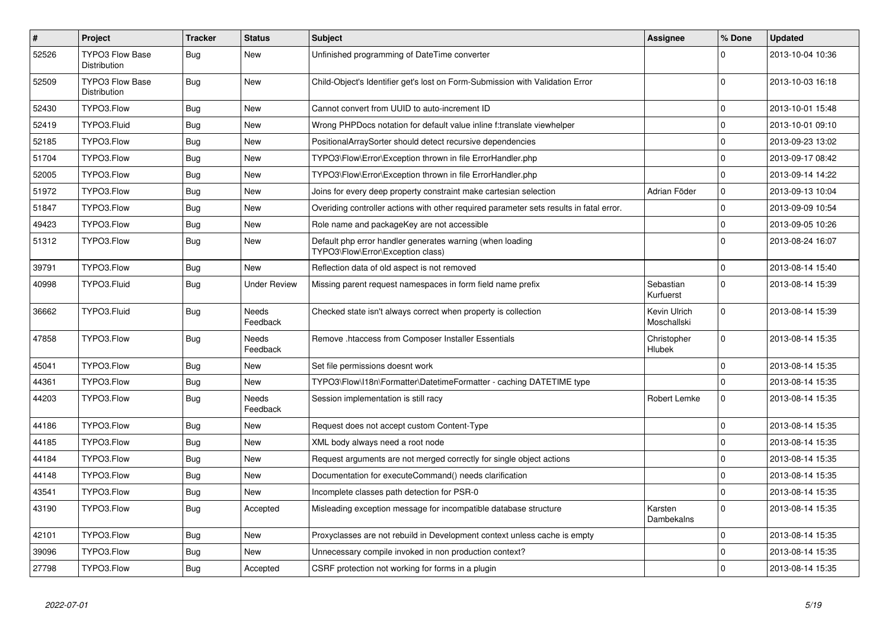| # | Project | Tracker | Status | Subject | Assignee | % Done | Updated |
|---|---|---|---|---|---|---|---|
| 52526 | TYPO3 Flow Base Distribution | Bug | New | Unfinished programming of DateTime converter | | 0 | 2013-10-04 10:36 |
| 52509 | TYPO3 Flow Base Distribution | Bug | New | Child-Object's Identifier get's lost on Form-Submission with Validation Error | | 0 | 2013-10-03 16:18 |
| 52430 | TYPO3.Flow | Bug | New | Cannot convert from UUID to auto-increment ID | | 0 | 2013-10-01 15:48 |
| 52419 | TYPO3.Fluid | Bug | New | Wrong PHPDocs notation for default value inline f:translate viewhelper | | 0 | 2013-10-01 09:10 |
| 52185 | TYPO3.Flow | Bug | New | PositionalArraySorter should detect recursive dependencies | | 0 | 2013-09-23 13:02 |
| 51704 | TYPO3.Flow | Bug | New | TYPO3\Flow\Error\Exception thrown in file ErrorHandler.php | | 0 | 2013-09-17 08:42 |
| 52005 | TYPO3.Flow | Bug | New | TYPO3\Flow\Error\Exception thrown in file ErrorHandler.php | | 0 | 2013-09-14 14:22 |
| 51972 | TYPO3.Flow | Bug | New | Joins for every deep property constraint make cartesian selection | Adrian Föder | 0 | 2013-09-13 10:04 |
| 51847 | TYPO3.Flow | Bug | New | Overiding controller actions with other required parameter sets results in fatal error. | | 0 | 2013-09-09 10:54 |
| 49423 | TYPO3.Flow | Bug | New | Role name and packageKey are not accessible | | 0 | 2013-09-05 10:26 |
| 51312 | TYPO3.Flow | Bug | New | Default php error handler generates warning (when loading TYPO3\Flow\Error\Exception class) | | 0 | 2013-08-24 16:07 |
| 39791 | TYPO3.Flow | Bug | New | Reflection data of old aspect is not removed | | 0 | 2013-08-14 15:40 |
| 40998 | TYPO3.Fluid | Bug | Under Review | Missing parent request namespaces in form field name prefix | Sebastian Kurfuerst | 0 | 2013-08-14 15:39 |
| 36662 | TYPO3.Fluid | Bug | Needs Feedback | Checked state isn't always correct when property is collection | Kevin Ulrich Moschallski | 0 | 2013-08-14 15:39 |
| 47858 | TYPO3.Flow | Bug | Needs Feedback | Remove .htaccess from Composer Installer Essentials | Christopher Hlubek | 0 | 2013-08-14 15:35 |
| 45041 | TYPO3.Flow | Bug | New | Set file permissions doesnt work | | 0 | 2013-08-14 15:35 |
| 44361 | TYPO3.Flow | Bug | New | TYPO3\Flow\I18n\Formatter\DatetimeFormatter - caching DATETIME type | | 0 | 2013-08-14 15:35 |
| 44203 | TYPO3.Flow | Bug | Needs Feedback | Session implementation is still racy | Robert Lemke | 0 | 2013-08-14 15:35 |
| 44186 | TYPO3.Flow | Bug | New | Request does not accept custom Content-Type | | 0 | 2013-08-14 15:35 |
| 44185 | TYPO3.Flow | Bug | New | XML body always need a root node | | 0 | 2013-08-14 15:35 |
| 44184 | TYPO3.Flow | Bug | New | Request arguments are not merged correctly for single object actions | | 0 | 2013-08-14 15:35 |
| 44148 | TYPO3.Flow | Bug | New | Documentation for executeCommand() needs clarification | | 0 | 2013-08-14 15:35 |
| 43541 | TYPO3.Flow | Bug | New | Incomplete classes path detection for PSR-0 | | 0 | 2013-08-14 15:35 |
| 43190 | TYPO3.Flow | Bug | Accepted | Misleading exception message for incompatible database structure | Karsten Dambekalns | 0 | 2013-08-14 15:35 |
| 42101 | TYPO3.Flow | Bug | New | Proxyclasses are not rebuild in Development context unless cache is empty | | 0 | 2013-08-14 15:35 |
| 39096 | TYPO3.Flow | Bug | New | Unnecessary compile invoked in non production context? | | 0 | 2013-08-14 15:35 |
| 27798 | TYPO3.Flow | Bug | Accepted | CSRF protection not working for forms in a plugin | | 0 | 2013-08-14 15:35 |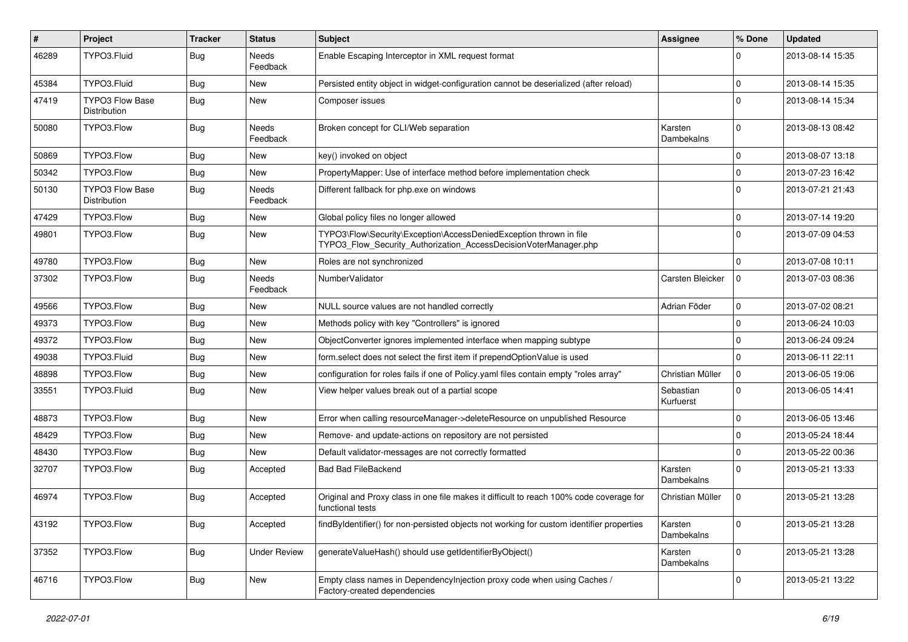| # | Project | Tracker | Status | Subject | Assignee | % Done | Updated |
|---|---|---|---|---|---|---|---|
| 46289 | TYPO3.Fluid | Bug | Needs Feedback | Enable Escaping Interceptor in XML request format | | 0 | 2013-08-14 15:35 |
| 45384 | TYPO3.Fluid | Bug | New | Persisted entity object in widget-configuration cannot be deserialized (after reload) | | 0 | 2013-08-14 15:35 |
| 47419 | TYPO3 Flow Base Distribution | Bug | New | Composer issues | | 0 | 2013-08-14 15:34 |
| 50080 | TYPO3.Flow | Bug | Needs Feedback | Broken concept for CLI/Web separation | Karsten Dambekalns | 0 | 2013-08-13 08:42 |
| 50869 | TYPO3.Flow | Bug | New | key() invoked on object | | 0 | 2013-08-07 13:18 |
| 50342 | TYPO3.Flow | Bug | New | PropertyMapper: Use of interface method before implementation check | | 0 | 2013-07-23 16:42 |
| 50130 | TYPO3 Flow Base Distribution | Bug | Needs Feedback | Different fallback for php.exe on windows | | 0 | 2013-07-21 21:43 |
| 47429 | TYPO3.Flow | Bug | New | Global policy files no longer allowed | | 0 | 2013-07-14 19:20 |
| 49801 | TYPO3.Flow | Bug | New | TYPO3\Flow\Security\Exception\AccessDeniedException thrown in file TYPO3_Flow_Security_Authorization_AccessDecisionVoterManager.php | | 0 | 2013-07-09 04:53 |
| 49780 | TYPO3.Flow | Bug | New | Roles are not synchronized | | 0 | 2013-07-08 10:11 |
| 37302 | TYPO3.Flow | Bug | Needs Feedback | NumberValidator | Carsten Bleicker | 0 | 2013-07-03 08:36 |
| 49566 | TYPO3.Flow | Bug | New | NULL source values are not handled correctly | Adrian Föder | 0 | 2013-07-02 08:21 |
| 49373 | TYPO3.Flow | Bug | New | Methods policy with key "Controllers" is ignored | | 0 | 2013-06-24 10:03 |
| 49372 | TYPO3.Flow | Bug | New | ObjectConverter ignores implemented interface when mapping subtype | | 0 | 2013-06-24 09:24 |
| 49038 | TYPO3.Fluid | Bug | New | form.select does not select the first item if prependOptionValue is used | | 0 | 2013-06-11 22:11 |
| 48898 | TYPO3.Flow | Bug | New | configuration for roles fails if one of Policy.yaml files contain empty "roles array" | Christian Müller | 0 | 2013-06-05 19:06 |
| 33551 | TYPO3.Fluid | Bug | New | View helper values break out of a partial scope | Sebastian Kurfuerst | 0 | 2013-06-05 14:41 |
| 48873 | TYPO3.Flow | Bug | New | Error when calling resourceManager->deleteResource on unpublished Resource | | 0 | 2013-06-05 13:46 |
| 48429 | TYPO3.Flow | Bug | New | Remove- and update-actions on repository are not persisted | | 0 | 2013-05-24 18:44 |
| 48430 | TYPO3.Flow | Bug | New | Default validator-messages are not correctly formatted | | 0 | 2013-05-22 00:36 |
| 32707 | TYPO3.Flow | Bug | Accepted | Bad Bad FileBackend | Karsten Dambekalns | 0 | 2013-05-21 13:33 |
| 46974 | TYPO3.Flow | Bug | Accepted | Original and Proxy class in one file makes it difficult to reach 100% code coverage for functional tests | Christian Müller | 0 | 2013-05-21 13:28 |
| 43192 | TYPO3.Flow | Bug | Accepted | findByIdentifier() for non-persisted objects not working for custom identifier properties | Karsten Dambekalns | 0 | 2013-05-21 13:28 |
| 37352 | TYPO3.Flow | Bug | Under Review | generateValueHash() should use getIdentifierByObject() | Karsten Dambekalns | 0 | 2013-05-21 13:28 |
| 46716 | TYPO3.Flow | Bug | New | Empty class names in DependencyInjection proxy code when using Caches / Factory-created dependencies | | 0 | 2013-05-21 13:22 |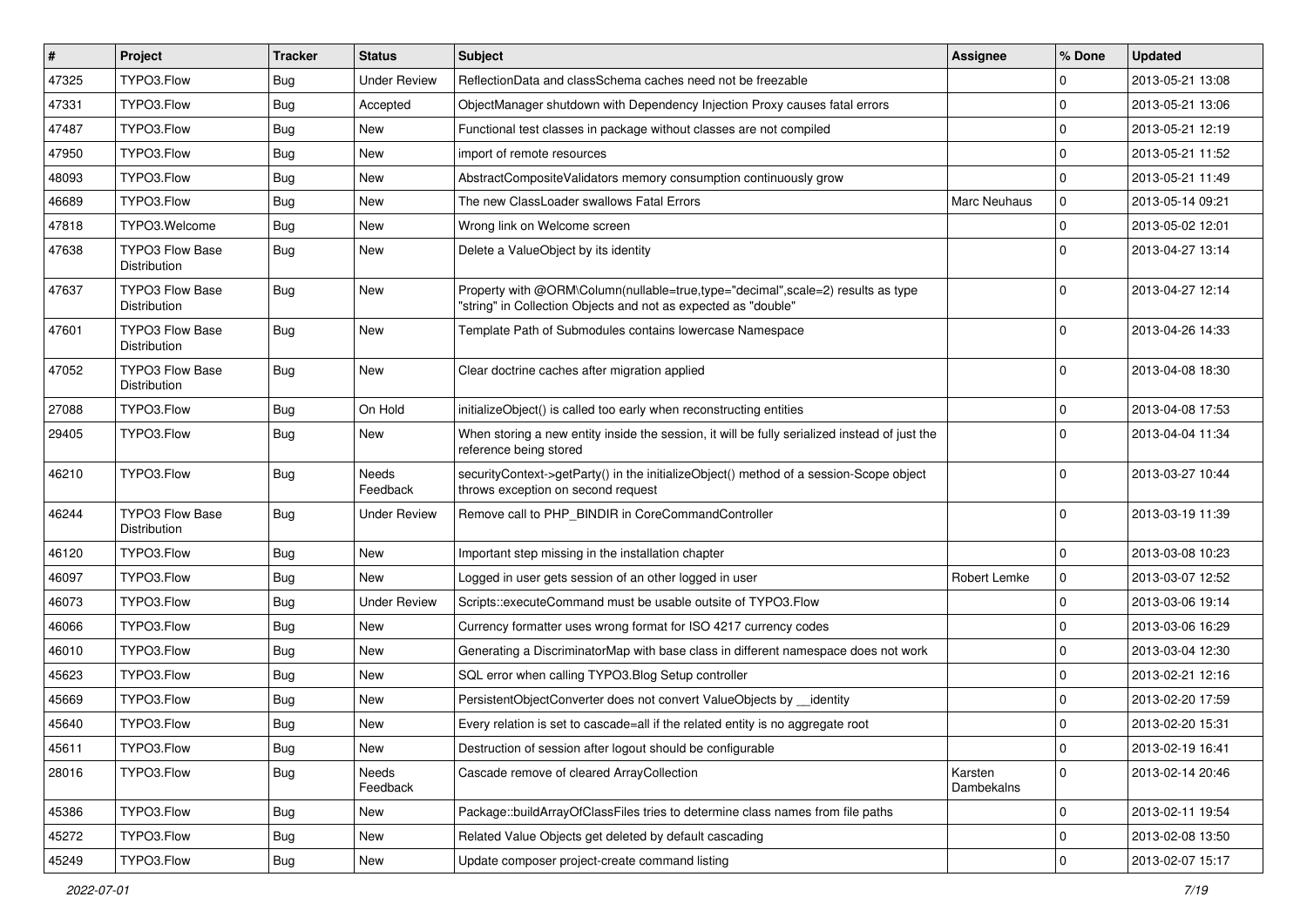| # | Project | Tracker | Status | Subject | Assignee | % Done | Updated |
|---|---|---|---|---|---|---|---|
| 47325 | TYPO3.Flow | Bug | Under Review | ReflectionData and classSchema caches need not be freezable | | 0 | 2013-05-21 13:08 |
| 47331 | TYPO3.Flow | Bug | Accepted | ObjectManager shutdown with Dependency Injection Proxy causes fatal errors | | 0 | 2013-05-21 13:06 |
| 47487 | TYPO3.Flow | Bug | New | Functional test classes in package without classes are not compiled | | 0 | 2013-05-21 12:19 |
| 47950 | TYPO3.Flow | Bug | New | import of remote resources | | 0 | 2013-05-21 11:52 |
| 48093 | TYPO3.Flow | Bug | New | AbstractCompositeValidators memory consumption continuously grow | | 0 | 2013-05-21 11:49 |
| 46689 | TYPO3.Flow | Bug | New | The new ClassLoader swallows Fatal Errors | Marc Neuhaus | 0 | 2013-05-14 09:21 |
| 47818 | TYPO3.Welcome | Bug | New | Wrong link on Welcome screen | | 0 | 2013-05-02 12:01 |
| 47638 | TYPO3 Flow Base Distribution | Bug | New | Delete a ValueObject by its identity | | 0 | 2013-04-27 13:14 |
| 47637 | TYPO3 Flow Base Distribution | Bug | New | Property with @ORM\Column(nullable=true,type="decimal",scale=2) results as type "string" in Collection Objects and not as expected as "double" | | 0 | 2013-04-27 12:14 |
| 47601 | TYPO3 Flow Base Distribution | Bug | New | Template Path of Submodules contains lowercase Namespace | | 0 | 2013-04-26 14:33 |
| 47052 | TYPO3 Flow Base Distribution | Bug | New | Clear doctrine caches after migration applied | | 0 | 2013-04-08 18:30 |
| 27088 | TYPO3.Flow | Bug | On Hold | initializeObject() is called too early when reconstructing entities | | 0 | 2013-04-08 17:53 |
| 29405 | TYPO3.Flow | Bug | New | When storing a new entity inside the session, it will be fully serialized instead of just the reference being stored | | 0 | 2013-04-04 11:34 |
| 46210 | TYPO3.Flow | Bug | Needs Feedback | securityContext->getParty() in the initializeObject() method of a session-Scope object throws exception on second request | | 0 | 2013-03-27 10:44 |
| 46244 | TYPO3 Flow Base Distribution | Bug | Under Review | Remove call to PHP_BINDIR in CoreCommandController | | 0 | 2013-03-19 11:39 |
| 46120 | TYPO3.Flow | Bug | New | Important step missing in the installation chapter | | 0 | 2013-03-08 10:23 |
| 46097 | TYPO3.Flow | Bug | New | Logged in user gets session of an other logged in user | Robert Lemke | 0 | 2013-03-07 12:52 |
| 46073 | TYPO3.Flow | Bug | Under Review | Scripts::executeCommand must be usable outsite of TYPO3.Flow | | 0 | 2013-03-06 19:14 |
| 46066 | TYPO3.Flow | Bug | New | Currency formatter uses wrong format for ISO 4217 currency codes | | 0 | 2013-03-06 16:29 |
| 46010 | TYPO3.Flow | Bug | New | Generating a DiscriminatorMap with base class in different namespace does not work | | 0 | 2013-03-04 12:30 |
| 45623 | TYPO3.Flow | Bug | New | SQL error when calling TYPO3.Blog Setup controller | | 0 | 2013-02-21 12:16 |
| 45669 | TYPO3.Flow | Bug | New | PersistentObjectConverter does not convert ValueObjects by __identity | | 0 | 2013-02-20 17:59 |
| 45640 | TYPO3.Flow | Bug | New | Every relation is set to cascade=all if the related entity is no aggregate root | | 0 | 2013-02-20 15:31 |
| 45611 | TYPO3.Flow | Bug | New | Destruction of session after logout should be configurable | | 0 | 2013-02-19 16:41 |
| 28016 | TYPO3.Flow | Bug | Needs Feedback | Cascade remove of cleared ArrayCollection | Karsten Dambekalns | 0 | 2013-02-14 20:46 |
| 45386 | TYPO3.Flow | Bug | New | Package::buildArrayOfClassFiles tries to determine class names from file paths | | 0 | 2013-02-11 19:54 |
| 45272 | TYPO3.Flow | Bug | New | Related Value Objects get deleted by default cascading | | 0 | 2013-02-08 13:50 |
| 45249 | TYPO3.Flow | Bug | New | Update composer project-create command listing | | 0 | 2013-02-07 15:17 |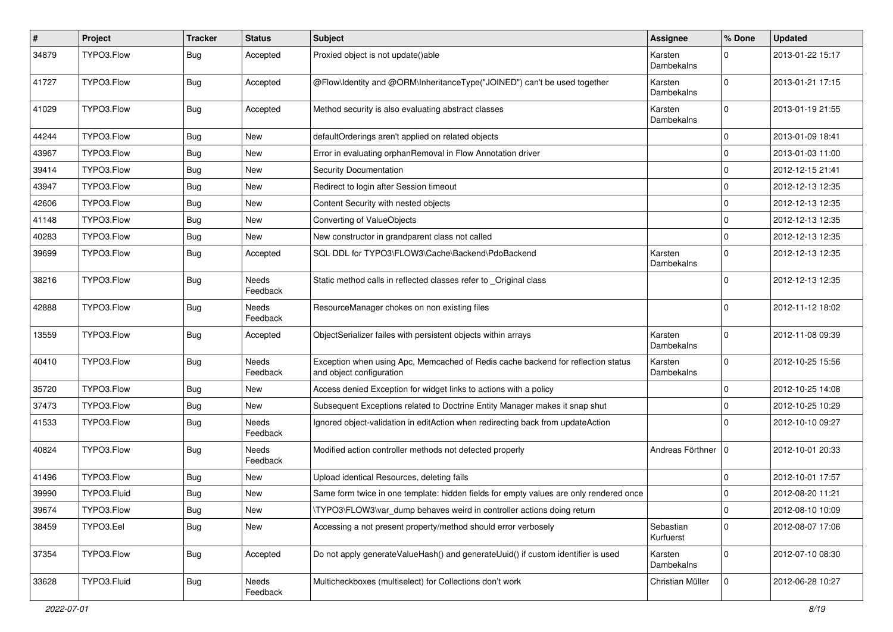| # | Project | Tracker | Status | Subject | Assignee | % Done | Updated |
|---|---|---|---|---|---|---|---|
| 34879 | TYPO3.Flow | Bug | Accepted | Proxied object is not update()able | Karsten Dambekalns | 0 | 2013-01-22 15:17 |
| 41727 | TYPO3.Flow | Bug | Accepted | @Flow\Identity and @ORM\InheritanceType("JOINED") can't be used together | Karsten Dambekalns | 0 | 2013-01-21 17:15 |
| 41029 | TYPO3.Flow | Bug | Accepted | Method security is also evaluating abstract classes | Karsten Dambekalns | 0 | 2013-01-19 21:55 |
| 44244 | TYPO3.Flow | Bug | New | defaultOrderings aren't applied on related objects | | 0 | 2013-01-09 18:41 |
| 43967 | TYPO3.Flow | Bug | New | Error in evaluating orphanRemoval in Flow Annotation driver | | 0 | 2013-01-03 11:00 |
| 39414 | TYPO3.Flow | Bug | New | Security Documentation | | 0 | 2012-12-15 21:41 |
| 43947 | TYPO3.Flow | Bug | New | Redirect to login after Session timeout | | 0 | 2012-12-13 12:35 |
| 42606 | TYPO3.Flow | Bug | New | Content Security with nested objects | | 0 | 2012-12-13 12:35 |
| 41148 | TYPO3.Flow | Bug | New | Converting of ValueObjects | | 0 | 2012-12-13 12:35 |
| 40283 | TYPO3.Flow | Bug | New | New constructor in grandparent class not called | | 0 | 2012-12-13 12:35 |
| 39699 | TYPO3.Flow | Bug | Accepted | SQL DDL for TYPO3\FLOW3\Cache\Backend\PdoBackend | Karsten Dambekalns | 0 | 2012-12-13 12:35 |
| 38216 | TYPO3.Flow | Bug | Needs Feedback | Static method calls in reflected classes refer to _Original class | | 0 | 2012-12-13 12:35 |
| 42888 | TYPO3.Flow | Bug | Needs Feedback | ResourceManager chokes on non existing files | | 0 | 2012-11-12 18:02 |
| 13559 | TYPO3.Flow | Bug | Accepted | ObjectSerializer failes with persistent objects within arrays | Karsten Dambekalns | 0 | 2012-11-08 09:39 |
| 40410 | TYPO3.Flow | Bug | Needs Feedback | Exception when using Apc, Memcached of Redis cache backend for reflection status and object configuration | Karsten Dambekalns | 0 | 2012-10-25 15:56 |
| 35720 | TYPO3.Flow | Bug | New | Access denied Exception for widget links to actions with a policy | | 0 | 2012-10-25 14:08 |
| 37473 | TYPO3.Flow | Bug | New | Subsequent Exceptions related to Doctrine Entity Manager makes it snap shut | | 0 | 2012-10-25 10:29 |
| 41533 | TYPO3.Flow | Bug | Needs Feedback | Ignored object-validation in editAction when redirecting back from updateAction | | 0 | 2012-10-10 09:27 |
| 40824 | TYPO3.Flow | Bug | Needs Feedback | Modified action controller methods not detected properly | Andreas Förthner | 0 | 2012-10-01 20:33 |
| 41496 | TYPO3.Flow | Bug | New | Upload identical Resources, deleting fails | | 0 | 2012-10-01 17:57 |
| 39990 | TYPO3.Fluid | Bug | New | Same form twice in one template: hidden fields for empty values are only rendered once | | 0 | 2012-08-20 11:21 |
| 39674 | TYPO3.Flow | Bug | New | \TYPO3\FLOW3\var_dump behaves weird in controller actions doing return | | 0 | 2012-08-10 10:09 |
| 38459 | TYPO3.Eel | Bug | New | Accessing a not present property/method should error verbosely | Sebastian Kurfuerst | 0 | 2012-08-07 17:06 |
| 37354 | TYPO3.Flow | Bug | Accepted | Do not apply generateValueHash() and generateUuid() if custom identifier is used | Karsten Dambekalns | 0 | 2012-07-10 08:30 |
| 33628 | TYPO3.Fluid | Bug | Needs Feedback | Multicheckboxes (multiselect) for Collections don't work | Christian Müller | 0 | 2012-06-28 10:27 |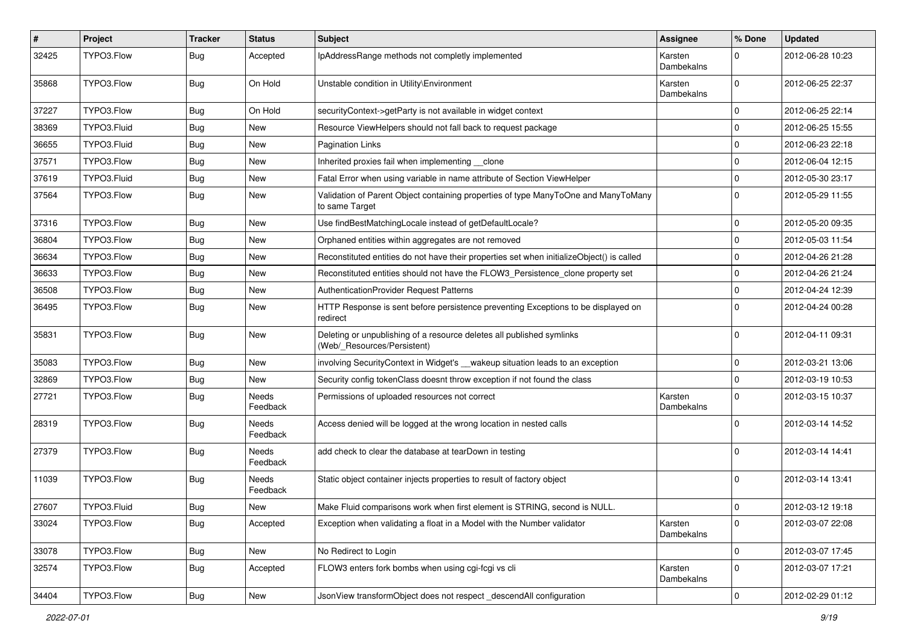| # | Project | Tracker | Status | Subject | Assignee | % Done | Updated |
|---|---|---|---|---|---|---|---|
| 32425 | TYPO3.Flow | Bug | Accepted | IpAddressRange methods not completly implemented | Karsten Dambekalns | 0 | 2012-06-28 10:23 |
| 35868 | TYPO3.Flow | Bug | On Hold | Unstable condition in Utility\Environment | Karsten Dambekalns | 0 | 2012-06-25 22:37 |
| 37227 | TYPO3.Flow | Bug | On Hold | securityContext->getParty is not available in widget context | | 0 | 2012-06-25 22:14 |
| 38369 | TYPO3.Fluid | Bug | New | Resource ViewHelpers should not fall back to request package | | 0 | 2012-06-25 15:55 |
| 36655 | TYPO3.Fluid | Bug | New | Pagination Links | | 0 | 2012-06-23 22:18 |
| 37571 | TYPO3.Flow | Bug | New | Inherited proxies fail when implementing __clone | | 0 | 2012-06-04 12:15 |
| 37619 | TYPO3.Fluid | Bug | New | Fatal Error when using variable in name attribute of Section ViewHelper | | 0 | 2012-05-30 23:17 |
| 37564 | TYPO3.Flow | Bug | New | Validation of Parent Object containing properties of type ManyToOne and ManyToMany to same Target | | 0 | 2012-05-29 11:55 |
| 37316 | TYPO3.Flow | Bug | New | Use findBestMatchingLocale instead of getDefaultLocale? | | 0 | 2012-05-20 09:35 |
| 36804 | TYPO3.Flow | Bug | New | Orphaned entities within aggregates are not removed | | 0 | 2012-05-03 11:54 |
| 36634 | TYPO3.Flow | Bug | New | Reconstituted entities do not have their properties set when initializeObject() is called | | 0 | 2012-04-26 21:28 |
| 36633 | TYPO3.Flow | Bug | New | Reconstituted entities should not have the FLOW3_Persistence_clone property set | | 0 | 2012-04-26 21:24 |
| 36508 | TYPO3.Flow | Bug | New | AuthenticationProvider Request Patterns | | 0 | 2012-04-24 12:39 |
| 36495 | TYPO3.Flow | Bug | New | HTTP Response is sent before persistence preventing Exceptions to be displayed on redirect | | 0 | 2012-04-24 00:28 |
| 35831 | TYPO3.Flow | Bug | New | Deleting or unpublishing of a resource deletes all published symlinks (Web/_Resources/Persistent) | | 0 | 2012-04-11 09:31 |
| 35083 | TYPO3.Flow | Bug | New | involving SecurityContext in Widget's __wakeup situation leads to an exception | | 0 | 2012-03-21 13:06 |
| 32869 | TYPO3.Flow | Bug | New | Security config tokenClass doesnt throw exception if not found the class | | 0 | 2012-03-19 10:53 |
| 27721 | TYPO3.Flow | Bug | Needs Feedback | Permissions of uploaded resources not correct | Karsten Dambekalns | 0 | 2012-03-15 10:37 |
| 28319 | TYPO3.Flow | Bug | Needs Feedback | Access denied will be logged at the wrong location in nested calls | | 0 | 2012-03-14 14:52 |
| 27379 | TYPO3.Flow | Bug | Needs Feedback | add check to clear the database at tearDown in testing | | 0 | 2012-03-14 14:41 |
| 11039 | TYPO3.Flow | Bug | Needs Feedback | Static object container injects properties to result of factory object | | 0 | 2012-03-14 13:41 |
| 27607 | TYPO3.Fluid | Bug | New | Make Fluid comparisons work when first element is STRING, second is NULL. | | 0 | 2012-03-12 19:18 |
| 33024 | TYPO3.Flow | Bug | Accepted | Exception when validating a float in a Model with the Number validator | Karsten Dambekalns | 0 | 2012-03-07 22:08 |
| 33078 | TYPO3.Flow | Bug | New | No Redirect to Login | | 0 | 2012-03-07 17:45 |
| 32574 | TYPO3.Flow | Bug | Accepted | FLOW3 enters fork bombs when using cgi-fcgi vs cli | Karsten Dambekalns | 0 | 2012-03-07 17:21 |
| 34404 | TYPO3.Flow | Bug | New | JsonView transformObject does not respect _descendAll configuration | | 0 | 2012-02-29 01:12 |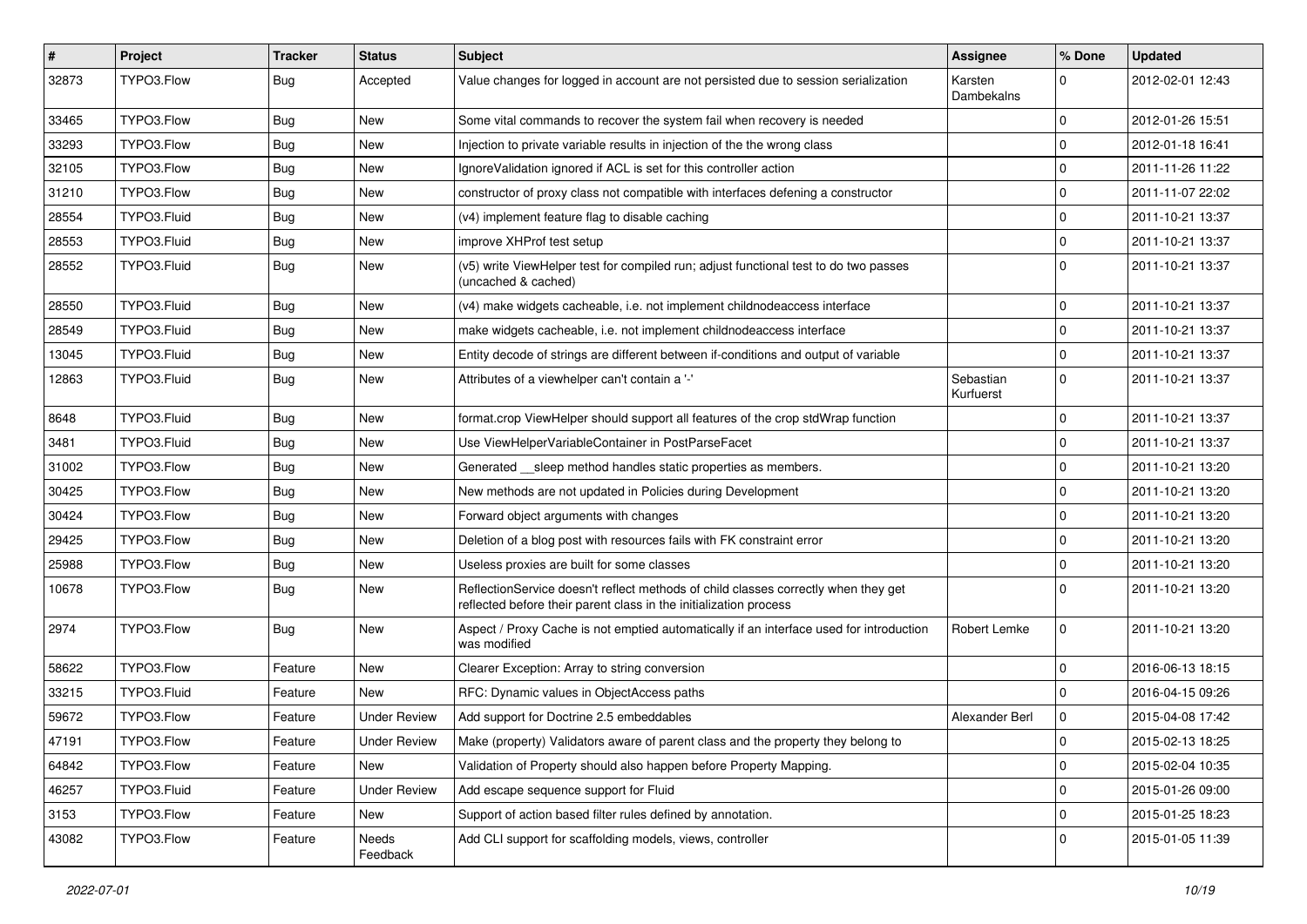| # | Project | Tracker | Status | Subject | Assignee | % Done | Updated |
|---|---|---|---|---|---|---|---|
| 32873 | TYPO3.Flow | Bug | Accepted | Value changes for logged in account are not persisted due to session serialization | Karsten Dambekalns | 0 | 2012-02-01 12:43 |
| 33465 | TYPO3.Flow | Bug | New | Some vital commands to recover the system fail when recovery is needed | | 0 | 2012-01-26 15:51 |
| 33293 | TYPO3.Flow | Bug | New | Injection to private variable results in injection of the the wrong class | | 0 | 2012-01-18 16:41 |
| 32105 | TYPO3.Flow | Bug | New | IgnoreValidation ignored if ACL is set for this controller action | | 0 | 2011-11-26 11:22 |
| 31210 | TYPO3.Flow | Bug | New | constructor of proxy class not compatible with interfaces defening a constructor | | 0 | 2011-11-07 22:02 |
| 28554 | TYPO3.Fluid | Bug | New | (v4) implement feature flag to disable caching | | 0 | 2011-10-21 13:37 |
| 28553 | TYPO3.Fluid | Bug | New | improve XHProf test setup | | 0 | 2011-10-21 13:37 |
| 28552 | TYPO3.Fluid | Bug | New | (v5) write ViewHelper test for compiled run; adjust functional test to do two passes (uncached & cached) | | 0 | 2011-10-21 13:37 |
| 28550 | TYPO3.Fluid | Bug | New | (v4) make widgets cacheable, i.e. not implement childnodeaccess interface | | 0 | 2011-10-21 13:37 |
| 28549 | TYPO3.Fluid | Bug | New | make widgets cacheable, i.e. not implement childnodeaccess interface | | 0 | 2011-10-21 13:37 |
| 13045 | TYPO3.Fluid | Bug | New | Entity decode of strings are different between if-conditions and output of variable | | 0 | 2011-10-21 13:37 |
| 12863 | TYPO3.Fluid | Bug | New | Attributes of a viewhelper can't contain a '-' | Sebastian Kurfuerst | 0 | 2011-10-21 13:37 |
| 8648 | TYPO3.Fluid | Bug | New | format.crop ViewHelper should support all features of the crop stdWrap function | | 0 | 2011-10-21 13:37 |
| 3481 | TYPO3.Fluid | Bug | New | Use ViewHelperVariableContainer in PostParseFacet | | 0 | 2011-10-21 13:37 |
| 31002 | TYPO3.Flow | Bug | New | Generated __sleep method handles static properties as members. | | 0 | 2011-10-21 13:20 |
| 30425 | TYPO3.Flow | Bug | New | New methods are not updated in Policies during Development | | 0 | 2011-10-21 13:20 |
| 30424 | TYPO3.Flow | Bug | New | Forward object arguments with changes | | 0 | 2011-10-21 13:20 |
| 29425 | TYPO3.Flow | Bug | New | Deletion of a blog post with resources fails with FK constraint error | | 0 | 2011-10-21 13:20 |
| 25988 | TYPO3.Flow | Bug | New | Useless proxies are built for some classes | | 0 | 2011-10-21 13:20 |
| 10678 | TYPO3.Flow | Bug | New | ReflectionService doesn't reflect methods of child classes correctly when they get reflected before their parent class in the initialization process | | 0 | 2011-10-21 13:20 |
| 2974 | TYPO3.Flow | Bug | New | Aspect / Proxy Cache is not emptied automatically if an interface used for introduction was modified | Robert Lemke | 0 | 2011-10-21 13:20 |
| 58622 | TYPO3.Flow | Feature | New | Clearer Exception: Array to string conversion | | 0 | 2016-06-13 18:15 |
| 33215 | TYPO3.Fluid | Feature | New | RFC: Dynamic values in ObjectAccess paths | | 0 | 2016-04-15 09:26 |
| 59672 | TYPO3.Flow | Feature | Under Review | Add support for Doctrine 2.5 embeddables | Alexander Berl | 0 | 2015-04-08 17:42 |
| 47191 | TYPO3.Flow | Feature | Under Review | Make (property) Validators aware of parent class and the property they belong to | | 0 | 2015-02-13 18:25 |
| 64842 | TYPO3.Flow | Feature | New | Validation of Property should also happen before Property Mapping. | | 0 | 2015-02-04 10:35 |
| 46257 | TYPO3.Fluid | Feature | Under Review | Add escape sequence support for Fluid | | 0 | 2015-01-26 09:00 |
| 3153 | TYPO3.Flow | Feature | New | Support of action based filter rules defined by annotation. | | 0 | 2015-01-25 18:23 |
| 43082 | TYPO3.Flow | Feature | Needs Feedback | Add CLI support for scaffolding models, views, controller | | 0 | 2015-01-05 11:39 |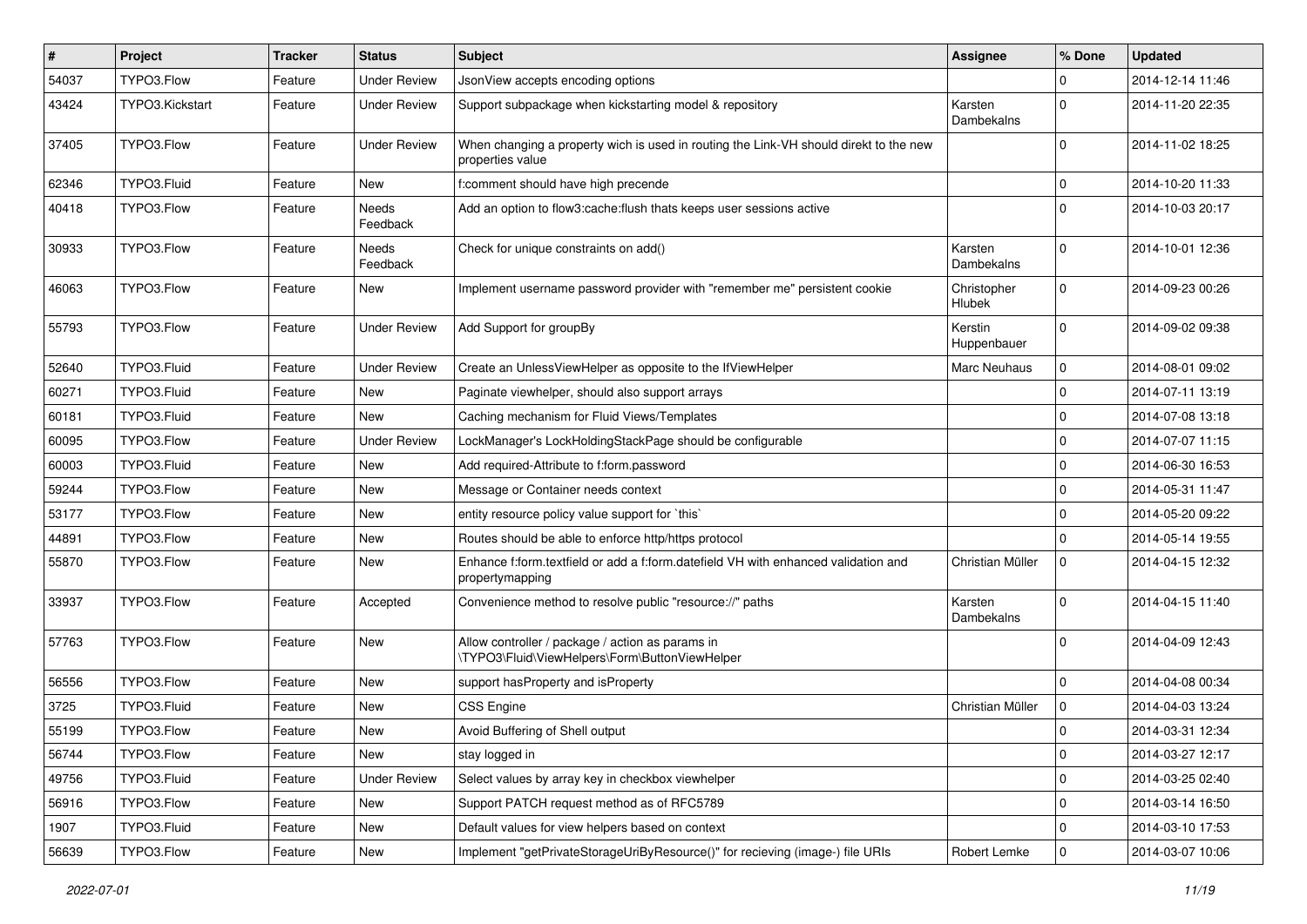| # | Project | Tracker | Status | Subject | Assignee | % Done | Updated |
|---|---|---|---|---|---|---|---|
| 54037 | TYPO3.Flow | Feature | Under Review | JsonView accepts encoding options | | 0 | 2014-12-14 11:46 |
| 43424 | TYPO3.Kickstart | Feature | Under Review | Support subpackage when kickstarting model & repository | Karsten Dambekalns | 0 | 2014-11-20 22:35 |
| 37405 | TYPO3.Flow | Feature | Under Review | When changing a property wich is used in routing the Link-VH should direkt to the new properties value | | 0 | 2014-11-02 18:25 |
| 62346 | TYPO3.Fluid | Feature | New | f:comment should have high precende | | 0 | 2014-10-20 11:33 |
| 40418 | TYPO3.Flow | Feature | Needs Feedback | Add an option to flow3:cache:flush thats keeps user sessions active | | 0 | 2014-10-03 20:17 |
| 30933 | TYPO3.Flow | Feature | Needs Feedback | Check for unique constraints on add() | Karsten Dambekalns | 0 | 2014-10-01 12:36 |
| 46063 | TYPO3.Flow | Feature | New | Implement username password provider with "remember me" persistent cookie | Christopher Hlubek | 0 | 2014-09-23 00:26 |
| 55793 | TYPO3.Flow | Feature | Under Review | Add Support for groupBy | Kerstin Huppenbauer | 0 | 2014-09-02 09:38 |
| 52640 | TYPO3.Fluid | Feature | Under Review | Create an UnlessViewHelper as opposite to the IfViewHelper | Marc Neuhaus | 0 | 2014-08-01 09:02 |
| 60271 | TYPO3.Fluid | Feature | New | Paginate viewhelper, should also support arrays | | 0 | 2014-07-11 13:19 |
| 60181 | TYPO3.Fluid | Feature | New | Caching mechanism for Fluid Views/Templates | | 0 | 2014-07-08 13:18 |
| 60095 | TYPO3.Flow | Feature | Under Review | LockManager's LockHoldingStackPage should be configurable | | 0 | 2014-07-07 11:15 |
| 60003 | TYPO3.Fluid | Feature | New | Add required-Attribute to f:form.password | | 0 | 2014-06-30 16:53 |
| 59244 | TYPO3.Flow | Feature | New | Message or Container needs context | | 0 | 2014-05-31 11:47 |
| 53177 | TYPO3.Flow | Feature | New | entity resource policy value support for `this` | | 0 | 2014-05-20 09:22 |
| 44891 | TYPO3.Flow | Feature | New | Routes should be able to enforce http/https protocol | | 0 | 2014-05-14 19:55 |
| 55870 | TYPO3.Flow | Feature | New | Enhance f:form.textfield or add a f:form.datefield VH with enhanced validation and propertymapping | Christian Müller | 0 | 2014-04-15 12:32 |
| 33937 | TYPO3.Flow | Feature | Accepted | Convenience method to resolve public "resource://" paths | Karsten Dambekalns | 0 | 2014-04-15 11:40 |
| 57763 | TYPO3.Flow | Feature | New | Allow controller / package / action as params in \TYPO3\Fluid\ViewHelpers\Form\ButtonViewHelper | | 0 | 2014-04-09 12:43 |
| 56556 | TYPO3.Flow | Feature | New | support hasProperty and isProperty | | 0 | 2014-04-08 00:34 |
| 3725 | TYPO3.Fluid | Feature | New | CSS Engine | Christian Müller | 0 | 2014-04-03 13:24 |
| 55199 | TYPO3.Flow | Feature | New | Avoid Buffering of Shell output | | 0 | 2014-03-31 12:34 |
| 56744 | TYPO3.Flow | Feature | New | stay logged in | | 0 | 2014-03-27 12:17 |
| 49756 | TYPO3.Fluid | Feature | Under Review | Select values by array key in checkbox viewhelper | | 0 | 2014-03-25 02:40 |
| 56916 | TYPO3.Flow | Feature | New | Support PATCH request method as of RFC5789 | | 0 | 2014-03-14 16:50 |
| 1907 | TYPO3.Fluid | Feature | New | Default values for view helpers based on context | | 0 | 2014-03-10 17:53 |
| 56639 | TYPO3.Flow | Feature | New | Implement "getPrivateStorageUriByResource()" for recieving (image-) file URIs | Robert Lemke | 0 | 2014-03-07 10:06 |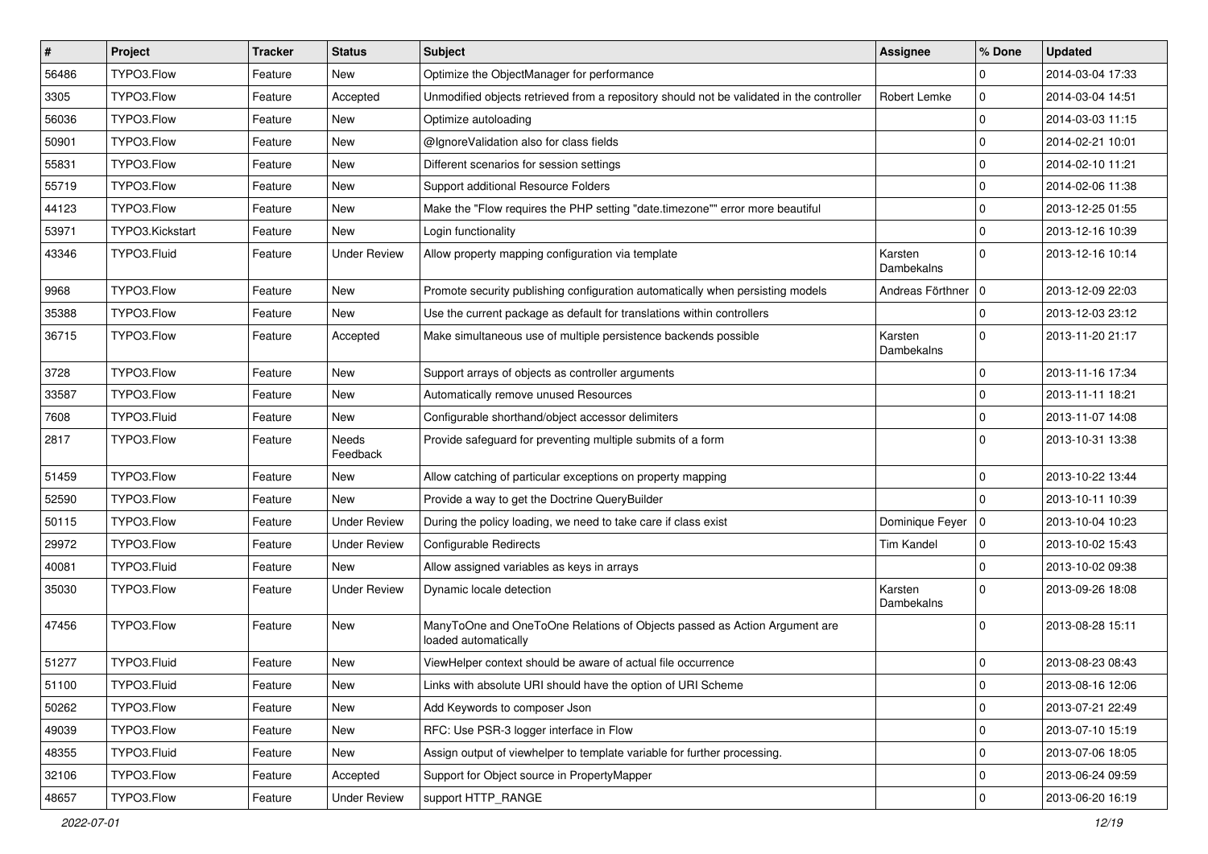| # | Project | Tracker | Status | Subject | Assignee | % Done | Updated |
|---|---|---|---|---|---|---|---|
| 56486 | TYPO3.Flow | Feature | New | Optimize the ObjectManager for performance | | 0 | 2014-03-04 17:33 |
| 3305 | TYPO3.Flow | Feature | Accepted | Unmodified objects retrieved from a repository should not be validated in the controller | Robert Lemke | 0 | 2014-03-04 14:51 |
| 56036 | TYPO3.Flow | Feature | New | Optimize autoloading | | 0 | 2014-03-03 11:15 |
| 50901 | TYPO3.Flow | Feature | New | @IgnoreValidation also for class fields | | 0 | 2014-02-21 10:01 |
| 55831 | TYPO3.Flow | Feature | New | Different scenarios for session settings | | 0 | 2014-02-10 11:21 |
| 55719 | TYPO3.Flow | Feature | New | Support additional Resource Folders | | 0 | 2014-02-06 11:38 |
| 44123 | TYPO3.Flow | Feature | New | Make the "Flow requires the PHP setting "date.timezone"" error more beautiful | | 0 | 2013-12-25 01:55 |
| 53971 | TYPO3.Kickstart | Feature | New | Login functionality | | 0 | 2013-12-16 10:39 |
| 43346 | TYPO3.Fluid | Feature | Under Review | Allow property mapping configuration via template | Karsten Dambekalns | 0 | 2013-12-16 10:14 |
| 9968 | TYPO3.Flow | Feature | New | Promote security publishing configuration automatically when persisting models | Andreas Förthner | 0 | 2013-12-09 22:03 |
| 35388 | TYPO3.Flow | Feature | New | Use the current package as default for translations within controllers | | 0 | 2013-12-03 23:12 |
| 36715 | TYPO3.Flow | Feature | Accepted | Make simultaneous use of multiple persistence backends possible | Karsten Dambekalns | 0 | 2013-11-20 21:17 |
| 3728 | TYPO3.Flow | Feature | New | Support arrays of objects as controller arguments | | 0 | 2013-11-16 17:34 |
| 33587 | TYPO3.Flow | Feature | New | Automatically remove unused Resources | | 0 | 2013-11-11 18:21 |
| 7608 | TYPO3.Fluid | Feature | New | Configurable shorthand/object accessor delimiters | | 0 | 2013-11-07 14:08 |
| 2817 | TYPO3.Flow | Feature | Needs Feedback | Provide safeguard for preventing multiple submits of a form | | 0 | 2013-10-31 13:38 |
| 51459 | TYPO3.Flow | Feature | New | Allow catching of particular exceptions on property mapping | | 0 | 2013-10-22 13:44 |
| 52590 | TYPO3.Flow | Feature | New | Provide a way to get the Doctrine QueryBuilder | | 0 | 2013-10-11 10:39 |
| 50115 | TYPO3.Flow | Feature | Under Review | During the policy loading, we need to take care if class exist | Dominique Feyer | 0 | 2013-10-04 10:23 |
| 29972 | TYPO3.Flow | Feature | Under Review | Configurable Redirects | Tim Kandel | 0 | 2013-10-02 15:43 |
| 40081 | TYPO3.Fluid | Feature | New | Allow assigned variables as keys in arrays | | 0 | 2013-10-02 09:38 |
| 35030 | TYPO3.Flow | Feature | Under Review | Dynamic locale detection | Karsten Dambekalns | 0 | 2013-09-26 18:08 |
| 47456 | TYPO3.Flow | Feature | New | ManyToOne and OneToOne Relations of Objects passed as Action Argument are loaded automatically | | 0 | 2013-08-28 15:11 |
| 51277 | TYPO3.Fluid | Feature | New | ViewHelper context should be aware of actual file occurrence | | 0 | 2013-08-23 08:43 |
| 51100 | TYPO3.Fluid | Feature | New | Links with absolute URI should have the option of URI Scheme | | 0 | 2013-08-16 12:06 |
| 50262 | TYPO3.Flow | Feature | New | Add Keywords to composer Json | | 0 | 2013-07-21 22:49 |
| 49039 | TYPO3.Flow | Feature | New | RFC: Use PSR-3 logger interface in Flow | | 0 | 2013-07-10 15:19 |
| 48355 | TYPO3.Fluid | Feature | New | Assign output of viewhelper to template variable for further processing. | | 0 | 2013-07-06 18:05 |
| 32106 | TYPO3.Flow | Feature | Accepted | Support for Object source in PropertyMapper | | 0 | 2013-06-24 09:59 |
| 48657 | TYPO3.Flow | Feature | Under Review | support HTTP_RANGE | | 0 | 2013-06-20 16:19 |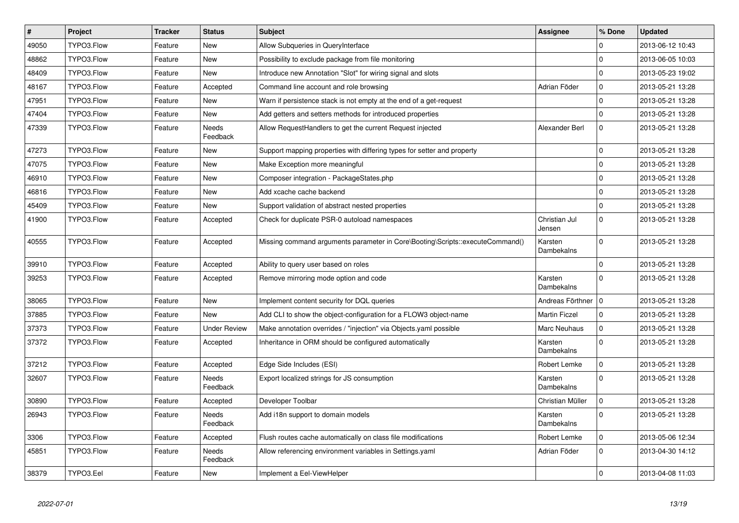| # | Project | Tracker | Status | Subject | Assignee | % Done | Updated |
| --- | --- | --- | --- | --- | --- | --- | --- |
| 49050 | TYPO3.Flow | Feature | New | Allow Subqueries in QueryInterface | | 0 | 2013-06-12 10:43 |
| 48862 | TYPO3.Flow | Feature | New | Possibility to exclude package from file monitoring | | 0 | 2013-06-05 10:03 |
| 48409 | TYPO3.Flow | Feature | New | Introduce new Annotation "Slot" for wiring signal and slots | | 0 | 2013-05-23 19:02 |
| 48167 | TYPO3.Flow | Feature | Accepted | Command line account and role browsing | Adrian Föder | 0 | 2013-05-21 13:28 |
| 47951 | TYPO3.Flow | Feature | New | Warn if persistence stack is not empty at the end of a get-request | | 0 | 2013-05-21 13:28 |
| 47404 | TYPO3.Flow | Feature | New | Add getters and setters methods for introduced properties | | 0 | 2013-05-21 13:28 |
| 47339 | TYPO3.Flow | Feature | Needs Feedback | Allow RequestHandlers to get the current Request injected | Alexander Berl | 0 | 2013-05-21 13:28 |
| 47273 | TYPO3.Flow | Feature | New | Support mapping properties with differing types for setter and property | | 0 | 2013-05-21 13:28 |
| 47075 | TYPO3.Flow | Feature | New | Make Exception more meaningful | | 0 | 2013-05-21 13:28 |
| 46910 | TYPO3.Flow | Feature | New | Composer integration - PackageStates.php | | 0 | 2013-05-21 13:28 |
| 46816 | TYPO3.Flow | Feature | New | Add xcache cache backend | | 0 | 2013-05-21 13:28 |
| 45409 | TYPO3.Flow | Feature | New | Support validation of abstract nested properties | | 0 | 2013-05-21 13:28 |
| 41900 | TYPO3.Flow | Feature | Accepted | Check for duplicate PSR-0 autoload namespaces | Christian Jul Jensen | 0 | 2013-05-21 13:28 |
| 40555 | TYPO3.Flow | Feature | Accepted | Missing command arguments parameter in Core\Booting\Scripts::executeCommand() | Karsten Dambekalns | 0 | 2013-05-21 13:28 |
| 39910 | TYPO3.Flow | Feature | Accepted | Ability to query user based on roles | | 0 | 2013-05-21 13:28 |
| 39253 | TYPO3.Flow | Feature | Accepted | Remove mirroring mode option and code | Karsten Dambekalns | 0 | 2013-05-21 13:28 |
| 38065 | TYPO3.Flow | Feature | New | Implement content security for DQL queries | Andreas Förthner | 0 | 2013-05-21 13:28 |
| 37885 | TYPO3.Flow | Feature | New | Add CLI to show the object-configuration for a FLOW3 object-name | Martin Ficzel | 0 | 2013-05-21 13:28 |
| 37373 | TYPO3.Flow | Feature | Under Review | Make annotation overrides / "injection" via Objects.yaml possible | Marc Neuhaus | 0 | 2013-05-21 13:28 |
| 37372 | TYPO3.Flow | Feature | Accepted | Inheritance in ORM should be configured automatically | Karsten Dambekalns | 0 | 2013-05-21 13:28 |
| 37212 | TYPO3.Flow | Feature | Accepted | Edge Side Includes (ESI) | Robert Lemke | 0 | 2013-05-21 13:28 |
| 32607 | TYPO3.Flow | Feature | Needs Feedback | Export localized strings for JS consumption | Karsten Dambekalns | 0 | 2013-05-21 13:28 |
| 30890 | TYPO3.Flow | Feature | Accepted | Developer Toolbar | Christian Müller | 0 | 2013-05-21 13:28 |
| 26943 | TYPO3.Flow | Feature | Needs Feedback | Add i18n support to domain models | Karsten Dambekalns | 0 | 2013-05-21 13:28 |
| 3306 | TYPO3.Flow | Feature | Accepted | Flush routes cache automatically on class file modifications | Robert Lemke | 0 | 2013-05-06 12:34 |
| 45851 | TYPO3.Flow | Feature | Needs Feedback | Allow referencing environment variables in Settings.yaml | Adrian Föder | 0 | 2013-04-30 14:12 |
| 38379 | TYPO3.Eel | Feature | New | Implement a Eel-ViewHelper | | 0 | 2013-04-08 11:03 |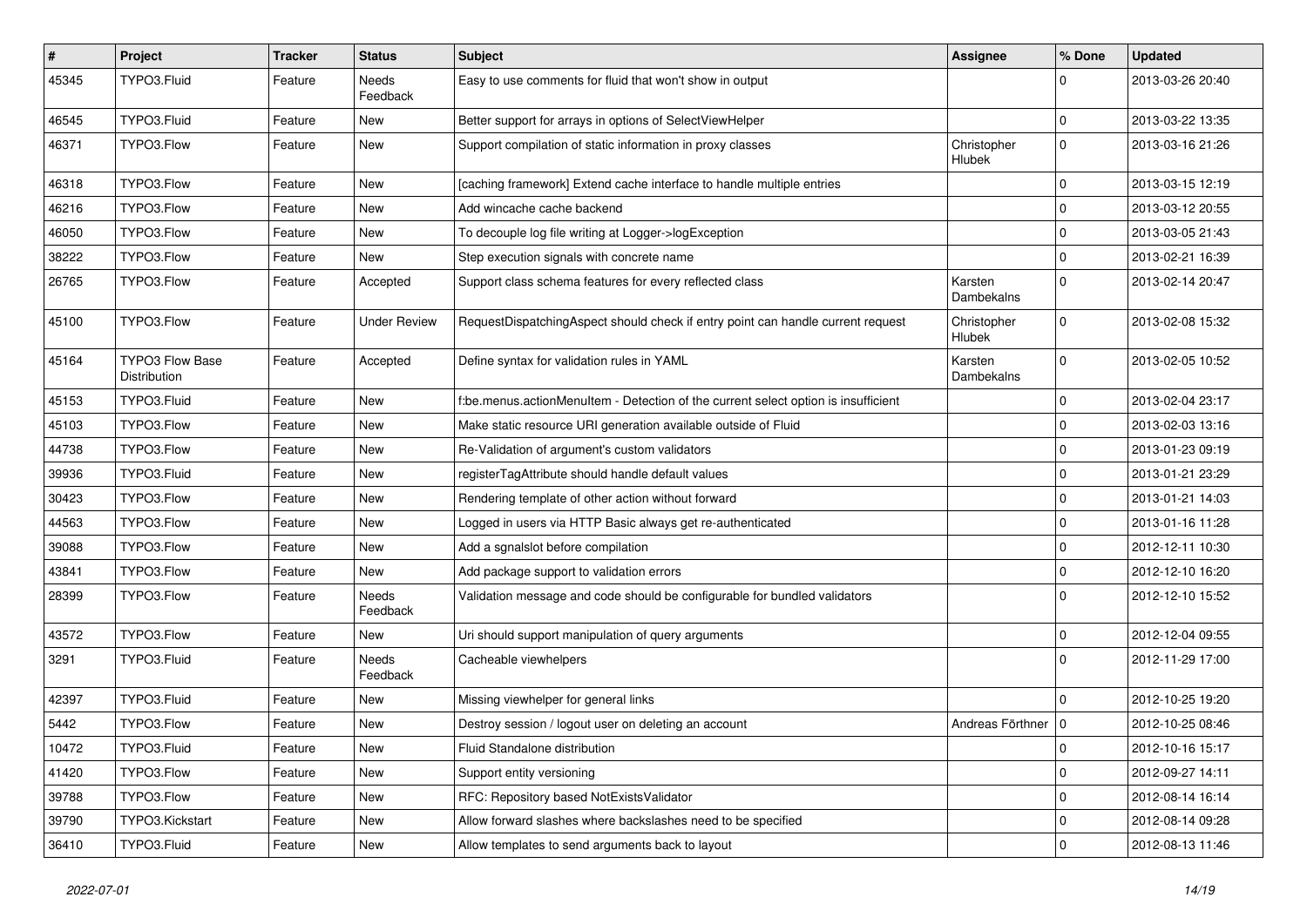| # | Project | Tracker | Status | Subject | Assignee | % Done | Updated |
|---|---|---|---|---|---|---|---|
| 45345 | TYPO3.Fluid | Feature | Needs Feedback | Easy to use comments for fluid that won't show in output | | 0 | 2013-03-26 20:40 |
| 46545 | TYPO3.Fluid | Feature | New | Better support for arrays in options of SelectViewHelper | | 0 | 2013-03-22 13:35 |
| 46371 | TYPO3.Flow | Feature | New | Support compilation of static information in proxy classes | Christopher Hlubek | 0 | 2013-03-16 21:26 |
| 46318 | TYPO3.Flow | Feature | New | [caching framework] Extend cache interface to handle multiple entries | | 0 | 2013-03-15 12:19 |
| 46216 | TYPO3.Flow | Feature | New | Add wincache cache backend | | 0 | 2013-03-12 20:55 |
| 46050 | TYPO3.Flow | Feature | New | To decouple log file writing at Logger->logException | | 0 | 2013-03-05 21:43 |
| 38222 | TYPO3.Flow | Feature | New | Step execution signals with concrete name | | 0 | 2013-02-21 16:39 |
| 26765 | TYPO3.Flow | Feature | Accepted | Support class schema features for every reflected class | Karsten Dambekalns | 0 | 2013-02-14 20:47 |
| 45100 | TYPO3.Flow | Feature | Under Review | RequestDispatchingAspect should check if entry point can handle current request | Christopher Hlubek | 0 | 2013-02-08 15:32 |
| 45164 | TYPO3 Flow Base Distribution | Feature | Accepted | Define syntax for validation rules in YAML | Karsten Dambekalns | 0 | 2013-02-05 10:52 |
| 45153 | TYPO3.Fluid | Feature | New | f:be.menus.actionMenuItem - Detection of the current select option is insufficient | | 0 | 2013-02-04 23:17 |
| 45103 | TYPO3.Flow | Feature | New | Make static resource URI generation available outside of Fluid | | 0 | 2013-02-03 13:16 |
| 44738 | TYPO3.Flow | Feature | New | Re-Validation of argument's custom validators | | 0 | 2013-01-23 09:19 |
| 39936 | TYPO3.Fluid | Feature | New | registerTagAttribute should handle default values | | 0 | 2013-01-21 23:29 |
| 30423 | TYPO3.Flow | Feature | New | Rendering template of other action without forward | | 0 | 2013-01-21 14:03 |
| 44563 | TYPO3.Flow | Feature | New | Logged in users via HTTP Basic always get re-authenticated | | 0 | 2013-01-16 11:28 |
| 39088 | TYPO3.Flow | Feature | New | Add a sgnalslot before compilation | | 0 | 2012-12-11 10:30 |
| 43841 | TYPO3.Flow | Feature | New | Add package support to validation errors | | 0 | 2012-12-10 16:20 |
| 28399 | TYPO3.Flow | Feature | Needs Feedback | Validation message and code should be configurable for bundled validators | | 0 | 2012-12-10 15:52 |
| 43572 | TYPO3.Flow | Feature | New | Uri should support manipulation of query arguments | | 0 | 2012-12-04 09:55 |
| 3291 | TYPO3.Fluid | Feature | Needs Feedback | Cacheable viewhelpers | | 0 | 2012-11-29 17:00 |
| 42397 | TYPO3.Fluid | Feature | New | Missing viewhelper for general links | | 0 | 2012-10-25 19:20 |
| 5442 | TYPO3.Flow | Feature | New | Destroy session / logout user on deleting an account | Andreas Förthner | 0 | 2012-10-25 08:46 |
| 10472 | TYPO3.Fluid | Feature | New | Fluid Standalone distribution | | 0 | 2012-10-16 15:17 |
| 41420 | TYPO3.Flow | Feature | New | Support entity versioning | | 0 | 2012-09-27 14:11 |
| 39788 | TYPO3.Flow | Feature | New | RFC: Repository based NotExistsValidator | | 0 | 2012-08-14 16:14 |
| 39790 | TYPO3.Kickstart | Feature | New | Allow forward slashes where backslashes need to be specified | | 0 | 2012-08-14 09:28 |
| 36410 | TYPO3.Fluid | Feature | New | Allow templates to send arguments back to layout | | 0 | 2012-08-13 11:46 |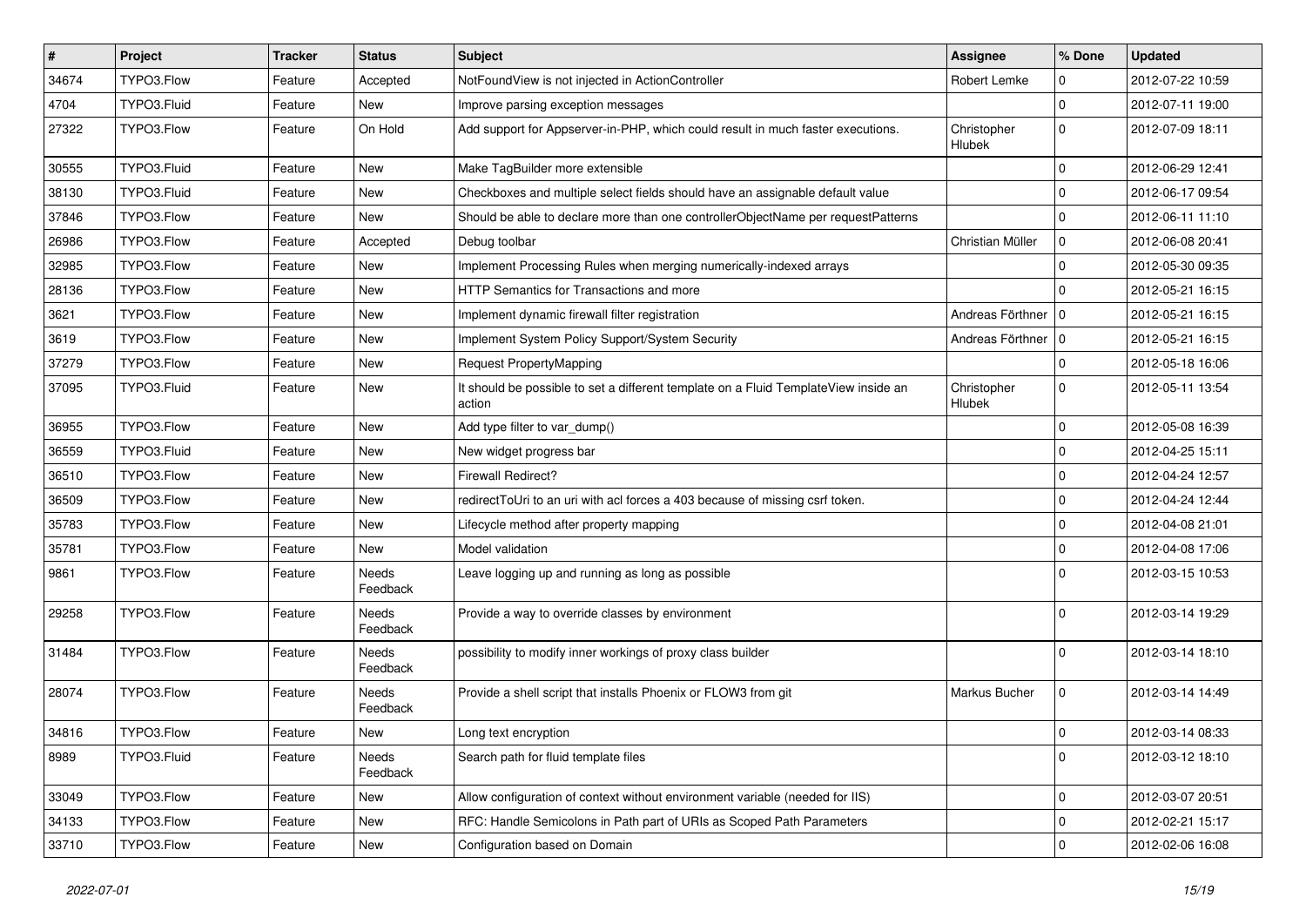| # | Project | Tracker | Status | Subject | Assignee | % Done | Updated |
|---|---|---|---|---|---|---|---|
| 34674 | TYPO3.Flow | Feature | Accepted | NotFoundView is not injected in ActionController | Robert Lemke | 0 | 2012-07-22 10:59 |
| 4704 | TYPO3.Fluid | Feature | New | Improve parsing exception messages | | 0 | 2012-07-11 19:00 |
| 27322 | TYPO3.Flow | Feature | On Hold | Add support for Appserver-in-PHP, which could result in much faster executions. | Christopher Hlubek | 0 | 2012-07-09 18:11 |
| 30555 | TYPO3.Fluid | Feature | New | Make TagBuilder more extensible | | 0 | 2012-06-29 12:41 |
| 38130 | TYPO3.Fluid | Feature | New | Checkboxes and multiple select fields should have an assignable default value | | 0 | 2012-06-17 09:54 |
| 37846 | TYPO3.Flow | Feature | New | Should be able to declare more than one controllerObjectName per requestPatterns | | 0 | 2012-06-11 11:10 |
| 26986 | TYPO3.Flow | Feature | Accepted | Debug toolbar | Christian Müller | 0 | 2012-06-08 20:41 |
| 32985 | TYPO3.Flow | Feature | New | Implement Processing Rules when merging numerically-indexed arrays | | 0 | 2012-05-30 09:35 |
| 28136 | TYPO3.Flow | Feature | New | HTTP Semantics for Transactions and more | | 0 | 2012-05-21 16:15 |
| 3621 | TYPO3.Flow | Feature | New | Implement dynamic firewall filter registration | Andreas Förthner | 0 | 2012-05-21 16:15 |
| 3619 | TYPO3.Flow | Feature | New | Implement System Policy Support/System Security | Andreas Förthner | 0 | 2012-05-21 16:15 |
| 37279 | TYPO3.Flow | Feature | New | Request PropertyMapping | | 0 | 2012-05-18 16:06 |
| 37095 | TYPO3.Fluid | Feature | New | It should be possible to set a different template on a Fluid TemplateView inside an action | Christopher Hlubek | 0 | 2012-05-11 13:54 |
| 36955 | TYPO3.Flow | Feature | New | Add type filter to var_dump() | | 0 | 2012-05-08 16:39 |
| 36559 | TYPO3.Fluid | Feature | New | New widget progress bar | | 0 | 2012-04-25 15:11 |
| 36510 | TYPO3.Flow | Feature | New | Firewall Redirect? | | 0 | 2012-04-24 12:57 |
| 36509 | TYPO3.Flow | Feature | New | redirectToUri to an uri with acl forces a 403 because of missing csrf token. | | 0 | 2012-04-24 12:44 |
| 35783 | TYPO3.Flow | Feature | New | Lifecycle method after property mapping | | 0 | 2012-04-08 21:01 |
| 35781 | TYPO3.Flow | Feature | New | Model validation | | 0 | 2012-04-08 17:06 |
| 9861 | TYPO3.Flow | Feature | Needs Feedback | Leave logging up and running as long as possible | | 0 | 2012-03-15 10:53 |
| 29258 | TYPO3.Flow | Feature | Needs Feedback | Provide a way to override classes by environment | | 0 | 2012-03-14 19:29 |
| 31484 | TYPO3.Flow | Feature | Needs Feedback | possibility to modify inner workings of proxy class builder | | 0 | 2012-03-14 18:10 |
| 28074 | TYPO3.Flow | Feature | Needs Feedback | Provide a shell script that installs Phoenix or FLOW3 from git | Markus Bucher | 0 | 2012-03-14 14:49 |
| 34816 | TYPO3.Flow | Feature | New | Long text encryption | | 0 | 2012-03-14 08:33 |
| 8989 | TYPO3.Fluid | Feature | Needs Feedback | Search path for fluid template files | | 0 | 2012-03-12 18:10 |
| 33049 | TYPO3.Flow | Feature | New | Allow configuration of context without environment variable (needed for IIS) | | 0 | 2012-03-07 20:51 |
| 34133 | TYPO3.Flow | Feature | New | RFC: Handle Semicolons in Path part of URIs as Scoped Path Parameters | | 0 | 2012-02-21 15:17 |
| 33710 | TYPO3.Flow | Feature | New | Configuration based on Domain | | 0 | 2012-02-06 16:08 |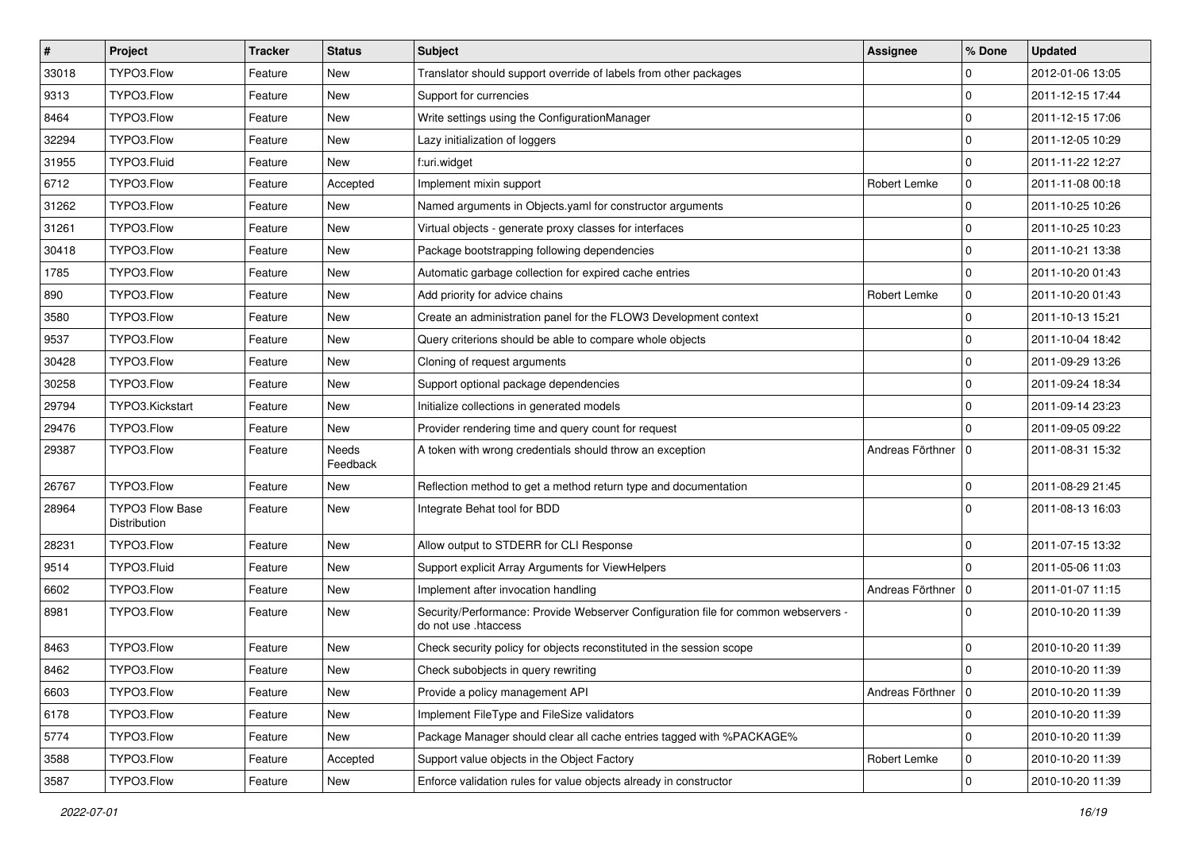| # | Project | Tracker | Status | Subject | Assignee | % Done | Updated |
|---|---|---|---|---|---|---|---|
| 33018 | TYPO3.Flow | Feature | New | Translator should support override of labels from other packages | | 0 | 2012-01-06 13:05 |
| 9313 | TYPO3.Flow | Feature | New | Support for currencies | | 0 | 2011-12-15 17:44 |
| 8464 | TYPO3.Flow | Feature | New | Write settings using the ConfigurationManager | | 0 | 2011-12-15 17:06 |
| 32294 | TYPO3.Flow | Feature | New | Lazy initialization of loggers | | 0 | 2011-12-05 10:29 |
| 31955 | TYPO3.Fluid | Feature | New | f:uri.widget | | 0 | 2011-11-22 12:27 |
| 6712 | TYPO3.Flow | Feature | Accepted | Implement mixin support | Robert Lemke | 0 | 2011-11-08 00:18 |
| 31262 | TYPO3.Flow | Feature | New | Named arguments in Objects.yaml for constructor arguments | | 0 | 2011-10-25 10:26 |
| 31261 | TYPO3.Flow | Feature | New | Virtual objects - generate proxy classes for interfaces | | 0 | 2011-10-25 10:23 |
| 30418 | TYPO3.Flow | Feature | New | Package bootstrapping following dependencies | | 0 | 2011-10-21 13:38 |
| 1785 | TYPO3.Flow | Feature | New | Automatic garbage collection for expired cache entries | | 0 | 2011-10-20 01:43 |
| 890 | TYPO3.Flow | Feature | New | Add priority for advice chains | Robert Lemke | 0 | 2011-10-20 01:43 |
| 3580 | TYPO3.Flow | Feature | New | Create an administration panel for the FLOW3 Development context | | 0 | 2011-10-13 15:21 |
| 9537 | TYPO3.Flow | Feature | New | Query criterions should be able to compare whole objects | | 0 | 2011-10-04 18:42 |
| 30428 | TYPO3.Flow | Feature | New | Cloning of request arguments | | 0 | 2011-09-29 13:26 |
| 30258 | TYPO3.Flow | Feature | New | Support optional package dependencies | | 0 | 2011-09-24 18:34 |
| 29794 | TYPO3.Kickstart | Feature | New | Initialize collections in generated models | | 0 | 2011-09-14 23:23 |
| 29476 | TYPO3.Flow | Feature | New | Provider rendering time and query count for request | | 0 | 2011-09-05 09:22 |
| 29387 | TYPO3.Flow | Feature | Needs Feedback | A token with wrong credentials should throw an exception | Andreas Förthner | 0 | 2011-08-31 15:32 |
| 26767 | TYPO3.Flow | Feature | New | Reflection method to get a method return type and documentation | | 0 | 2011-08-29 21:45 |
| 28964 | TYPO3 Flow Base Distribution | Feature | New | Integrate Behat tool for BDD | | 0 | 2011-08-13 16:03 |
| 28231 | TYPO3.Flow | Feature | New | Allow output to STDERR for CLI Response | | 0 | 2011-07-15 13:32 |
| 9514 | TYPO3.Fluid | Feature | New | Support explicit Array Arguments for ViewHelpers | | 0 | 2011-05-06 11:03 |
| 6602 | TYPO3.Flow | Feature | New | Implement after invocation handling | Andreas Förthner | 0 | 2011-01-07 11:15 |
| 8981 | TYPO3.Flow | Feature | New | Security/Performance: Provide Webserver Configuration file for common webservers - do not use .htaccess | | 0 | 2010-10-20 11:39 |
| 8463 | TYPO3.Flow | Feature | New | Check security policy for objects reconstituted in the session scope | | 0 | 2010-10-20 11:39 |
| 8462 | TYPO3.Flow | Feature | New | Check subobjects in query rewriting | | 0 | 2010-10-20 11:39 |
| 6603 | TYPO3.Flow | Feature | New | Provide a policy management API | Andreas Förthner | 0 | 2010-10-20 11:39 |
| 6178 | TYPO3.Flow | Feature | New | Implement FileType and FileSize validators | | 0 | 2010-10-20 11:39 |
| 5774 | TYPO3.Flow | Feature | New | Package Manager should clear all cache entries tagged with %PACKAGE% | | 0 | 2010-10-20 11:39 |
| 3588 | TYPO3.Flow | Feature | Accepted | Support value objects in the Object Factory | Robert Lemke | 0 | 2010-10-20 11:39 |
| 3587 | TYPO3.Flow | Feature | New | Enforce validation rules for value objects already in constructor | | 0 | 2010-10-20 11:39 |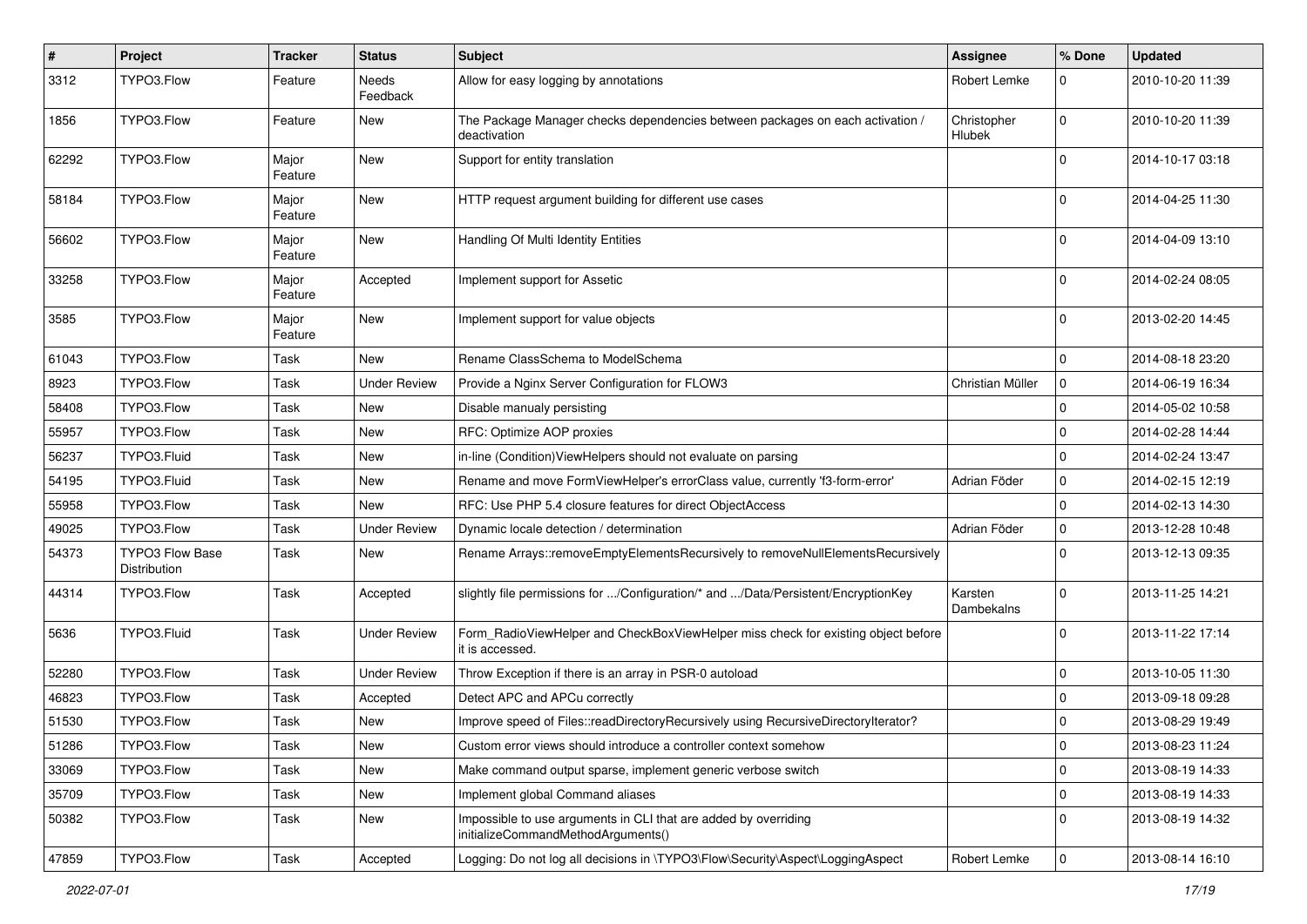| # | Project | Tracker | Status | Subject | Assignee | % Done | Updated |
| --- | --- | --- | --- | --- | --- | --- | --- |
| 3312 | TYPO3.Flow | Feature | Needs Feedback | Allow for easy logging by annotations | Robert Lemke | 0 | 2010-10-20 11:39 |
| 1856 | TYPO3.Flow | Feature | New | The Package Manager checks dependencies between packages on each activation / deactivation | Christopher Hlubek | 0 | 2010-10-20 11:39 |
| 62292 | TYPO3.Flow | Major Feature | New | Support for entity translation | | 0 | 2014-10-17 03:18 |
| 58184 | TYPO3.Flow | Major Feature | New | HTTP request argument building for different use cases | | 0 | 2014-04-25 11:30 |
| 56602 | TYPO3.Flow | Major Feature | New | Handling Of Multi Identity Entities | | 0 | 2014-04-09 13:10 |
| 33258 | TYPO3.Flow | Major Feature | Accepted | Implement support for Assetic | | 0 | 2014-02-24 08:05 |
| 3585 | TYPO3.Flow | Major Feature | New | Implement support for value objects | | 0 | 2013-02-20 14:45 |
| 61043 | TYPO3.Flow | Task | New | Rename ClassSchema to ModelSchema | | 0 | 2014-08-18 23:20 |
| 8923 | TYPO3.Flow | Task | Under Review | Provide a Nginx Server Configuration for FLOW3 | Christian Müller | 0 | 2014-06-19 16:34 |
| 58408 | TYPO3.Flow | Task | New | Disable manualy persisting | | 0 | 2014-05-02 10:58 |
| 55957 | TYPO3.Flow | Task | New | RFC: Optimize AOP proxies | | 0 | 2014-02-28 14:44 |
| 56237 | TYPO3.Fluid | Task | New | in-line (Condition)ViewHelpers should not evaluate on parsing | | 0 | 2014-02-24 13:47 |
| 54195 | TYPO3.Fluid | Task | New | Rename and move FormViewHelper's errorClass value, currently 'f3-form-error' | Adrian Föder | 0 | 2014-02-15 12:19 |
| 55958 | TYPO3.Flow | Task | New | RFC: Use PHP 5.4 closure features for direct ObjectAccess | | 0 | 2014-02-13 14:30 |
| 49025 | TYPO3.Flow | Task | Under Review | Dynamic locale detection / determination | Adrian Föder | 0 | 2013-12-28 10:48 |
| 54373 | TYPO3 Flow Base Distribution | Task | New | Rename Arrays::removeEmptyElementsRecursively to removeNullElementsRecursively | | 0 | 2013-12-13 09:35 |
| 44314 | TYPO3.Flow | Task | Accepted | slightly file permissions for .../Configuration/* and .../Data/Persistent/EncryptionKey | Karsten Dambekalns | 0 | 2013-11-25 14:21 |
| 5636 | TYPO3.Fluid | Task | Under Review | Form_RadioViewHelper and CheckBoxViewHelper miss check for existing object before it is accessed. | | 0 | 2013-11-22 17:14 |
| 52280 | TYPO3.Flow | Task | Under Review | Throw Exception if there is an array in PSR-0 autoload | | 0 | 2013-10-05 11:30 |
| 46823 | TYPO3.Flow | Task | Accepted | Detect APC and APCu correctly | | 0 | 2013-09-18 09:28 |
| 51530 | TYPO3.Flow | Task | New | Improve speed of Files::readDirectoryRecursively using RecursiveDirectoryIterator? | | 0 | 2013-08-29 19:49 |
| 51286 | TYPO3.Flow | Task | New | Custom error views should introduce a controller context somehow | | 0 | 2013-08-23 11:24 |
| 33069 | TYPO3.Flow | Task | New | Make command output sparse, implement generic verbose switch | | 0 | 2013-08-19 14:33 |
| 35709 | TYPO3.Flow | Task | New | Implement global Command aliases | | 0 | 2013-08-19 14:33 |
| 50382 | TYPO3.Flow | Task | New | Impossible to use arguments in CLI that are added by overriding initializeCommandMethodArguments() | | 0 | 2013-08-19 14:32 |
| 47859 | TYPO3.Flow | Task | Accepted | Logging: Do not log all decisions in \TYPO3\Flow\Security\Aspect\LoggingAspect | Robert Lemke | 0 | 2013-08-14 16:10 |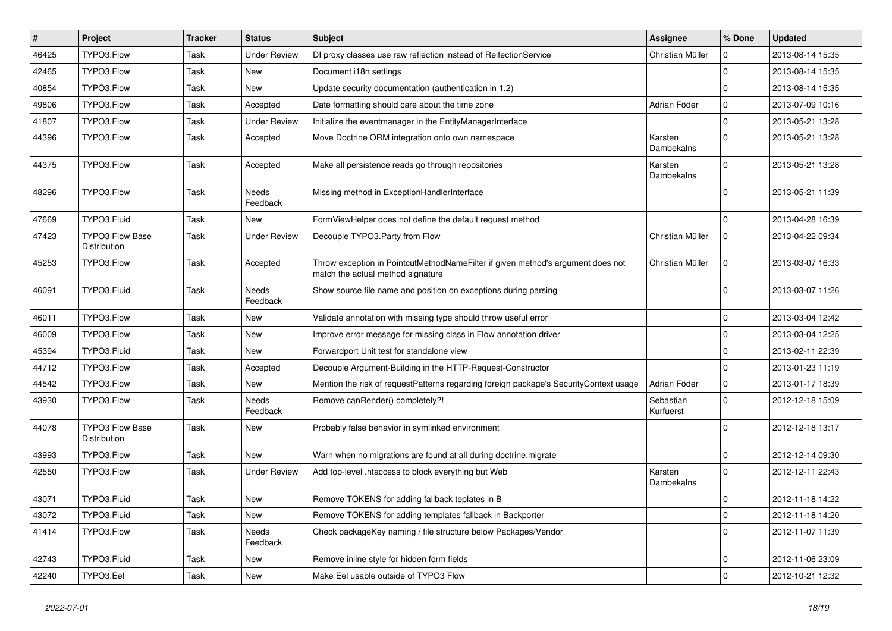| # | Project | Tracker | Status | Subject | Assignee | % Done | Updated |
|---|---|---|---|---|---|---|---|
| 46425 | TYPO3.Flow | Task | Under Review | DI proxy classes use raw reflection instead of RelfectionService | Christian Müller | 0 | 2013-08-14 15:35 |
| 42465 | TYPO3.Flow | Task | New | Document i18n settings | | 0 | 2013-08-14 15:35 |
| 40854 | TYPO3.Flow | Task | New | Update security documentation (authentication in 1.2) | | 0 | 2013-08-14 15:35 |
| 49806 | TYPO3.Flow | Task | Accepted | Date formatting should care about the time zone | Adrian Föder | 0 | 2013-07-09 10:16 |
| 41807 | TYPO3.Flow | Task | Under Review | Initialize the eventmanager in the EntityManagerInterface | | 0 | 2013-05-21 13:28 |
| 44396 | TYPO3.Flow | Task | Accepted | Move Doctrine ORM integration onto own namespace | Karsten Dambekalns | 0 | 2013-05-21 13:28 |
| 44375 | TYPO3.Flow | Task | Accepted | Make all persistence reads go through repositories | Karsten Dambekalns | 0 | 2013-05-21 13:28 |
| 48296 | TYPO3.Flow | Task | Needs Feedback | Missing method in ExceptionHandlerInterface | | 0 | 2013-05-21 11:39 |
| 47669 | TYPO3.Fluid | Task | New | FormViewHelper does not define the default request method | | 0 | 2013-04-28 16:39 |
| 47423 | TYPO3 Flow Base Distribution | Task | Under Review | Decouple TYPO3.Party from Flow | Christian Müller | 0 | 2013-04-22 09:34 |
| 45253 | TYPO3.Flow | Task | Accepted | Throw exception in PointcutMethodNameFilter if given method's argument does not match the actual method signature | Christian Müller | 0 | 2013-03-07 16:33 |
| 46091 | TYPO3.Fluid | Task | Needs Feedback | Show source file name and position on exceptions during parsing | | 0 | 2013-03-07 11:26 |
| 46011 | TYPO3.Flow | Task | New | Validate annotation with missing type should throw useful error | | 0 | 2013-03-04 12:42 |
| 46009 | TYPO3.Flow | Task | New | Improve error message for missing class in Flow annotation driver | | 0 | 2013-03-04 12:25 |
| 45394 | TYPO3.Fluid | Task | New | Forwardport Unit test for standalone view | | 0 | 2013-02-11 22:39 |
| 44712 | TYPO3.Flow | Task | Accepted | Decouple Argument-Building in the HTTP-Request-Constructor | | 0 | 2013-01-23 11:19 |
| 44542 | TYPO3.Flow | Task | New | Mention the risk of requestPatterns regarding foreign package's SecurityContext usage | Adrian Föder | 0 | 2013-01-17 18:39 |
| 43930 | TYPO3.Flow | Task | Needs Feedback | Remove canRender() completely?! | Sebastian Kurfuerst | 0 | 2012-12-18 15:09 |
| 44078 | TYPO3 Flow Base Distribution | Task | New | Probably false behavior in symlinked environment | | 0 | 2012-12-18 13:17 |
| 43993 | TYPO3.Flow | Task | New | Warn when no migrations are found at all during doctrine:migrate | | 0 | 2012-12-14 09:30 |
| 42550 | TYPO3.Flow | Task | Under Review | Add top-level .htaccess to block everything but Web | Karsten Dambekalns | 0 | 2012-12-11 22:43 |
| 43071 | TYPO3.Fluid | Task | New | Remove TOKENS for adding fallback teplates in B | | 0 | 2012-11-18 14:22 |
| 43072 | TYPO3.Fluid | Task | New | Remove TOKENS for adding templates fallback in Backporter | | 0 | 2012-11-18 14:20 |
| 41414 | TYPO3.Flow | Task | Needs Feedback | Check packageKey naming / file structure below Packages/Vendor | | 0 | 2012-11-07 11:39 |
| 42743 | TYPO3.Fluid | Task | New | Remove inline style for hidden form fields | | 0 | 2012-11-06 23:09 |
| 42240 | TYPO3.Eel | Task | New | Make Eel usable outside of TYPO3 Flow | | 0 | 2012-10-21 12:32 |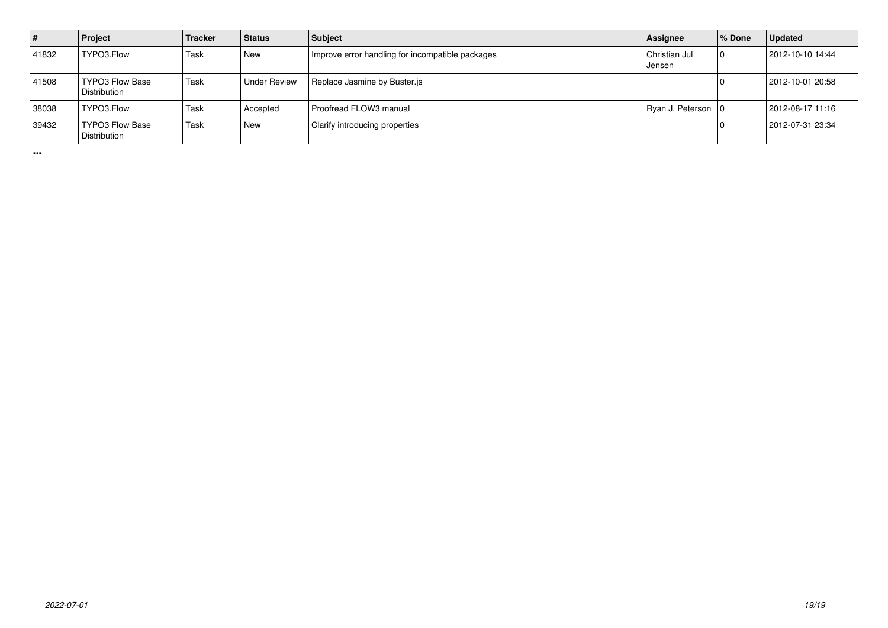| # | Project | Tracker | Status | Subject | Assignee | % Done | Updated |
|---|---|---|---|---|---|---|---|
| 41832 | TYPO3.Flow | Task | New | Improve error handling for incompatible packages | Christian Jul Jensen | 0 | 2012-10-10 14:44 |
| 41508 | TYPO3 Flow Base Distribution | Task | Under Review | Replace Jasmine by Buster.js | | 0 | 2012-10-01 20:58 |
| 38038 | TYPO3.Flow | Task | Accepted | Proofread FLOW3 manual | Ryan J. Peterson | 0 | 2012-08-17 11:16 |
| 39432 | TYPO3 Flow Base Distribution | Task | New | Clarify introducing properties | | 0 | 2012-07-31 23:34 |

...